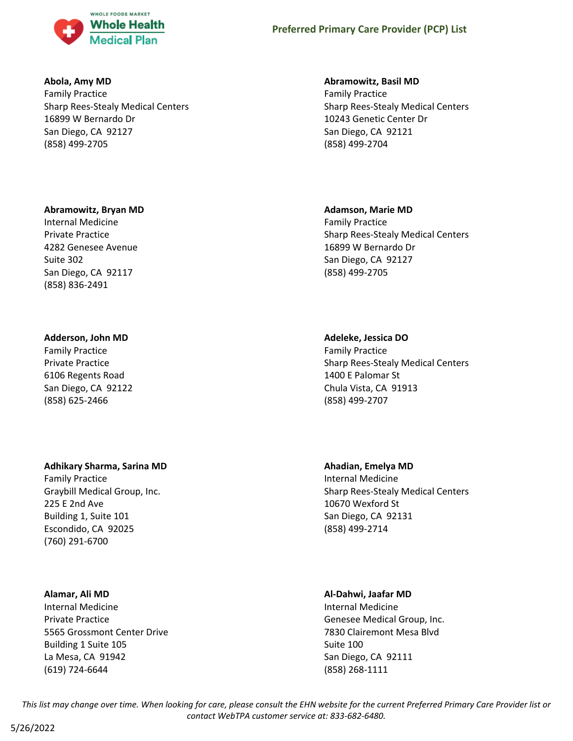# Preferred Primary Care Provider (PCP) List

**Abola, Amy MD**
Family Practice
Sharp Rees-Stealy Medical Centers
16899 W Bernardo Dr
San Diego, CA 92127
(858) 499-2705

**Abramowitz, Basil MD**
Family Practice
Sharp Rees-Stealy Medical Centers
10243 Genetic Center Dr
San Diego, CA 92121
(858) 499-2704

**Abramowitz, Bryan MD**
Internal Medicine
Private Practice
4282 Genesee Avenue
Suite 302
San Diego, CA 92117
(858) 836-2491

**Adamson, Marie MD**
Family Practice
Sharp Rees-Stealy Medical Centers
16899 W Bernardo Dr
San Diego, CA 92127
(858) 499-2705

**Adderson, John MD**
Family Practice
Private Practice
6106 Regents Road
San Diego, CA 92122
(858) 625-2466

**Adeleke, Jessica DO**
Family Practice
Sharp Rees-Stealy Medical Centers
1400 E Palomar St
Chula Vista, CA 91913
(858) 499-2707

**Adhikary Sharma, Sarina MD**
Family Practice
Graybill Medical Group, Inc.
225 E 2nd Ave
Building 1, Suite 101
Escondido, CA 92025
(760) 291-6700

**Ahadian, Emelya MD**
Internal Medicine
Sharp Rees-Stealy Medical Centers
10670 Wexford St
San Diego, CA 92131
(858) 499-2714

**Alamar, Ali MD**
Internal Medicine
Private Practice
5565 Grossmont Center Drive
Building 1 Suite 105
La Mesa, CA 91942
(619) 724-6644

**Al-Dahwi, Jaafar MD**
Internal Medicine
Genesee Medical Group, Inc.
7830 Clairemont Mesa Blvd
Suite 100
San Diego, CA 92111
(858) 268-1111

*This list may change over time. When looking for care, please consult the EHN website for the current Preferred Primary Care Provider list or contact WebTPA customer service at: 833-682-6480.*

5/26/2022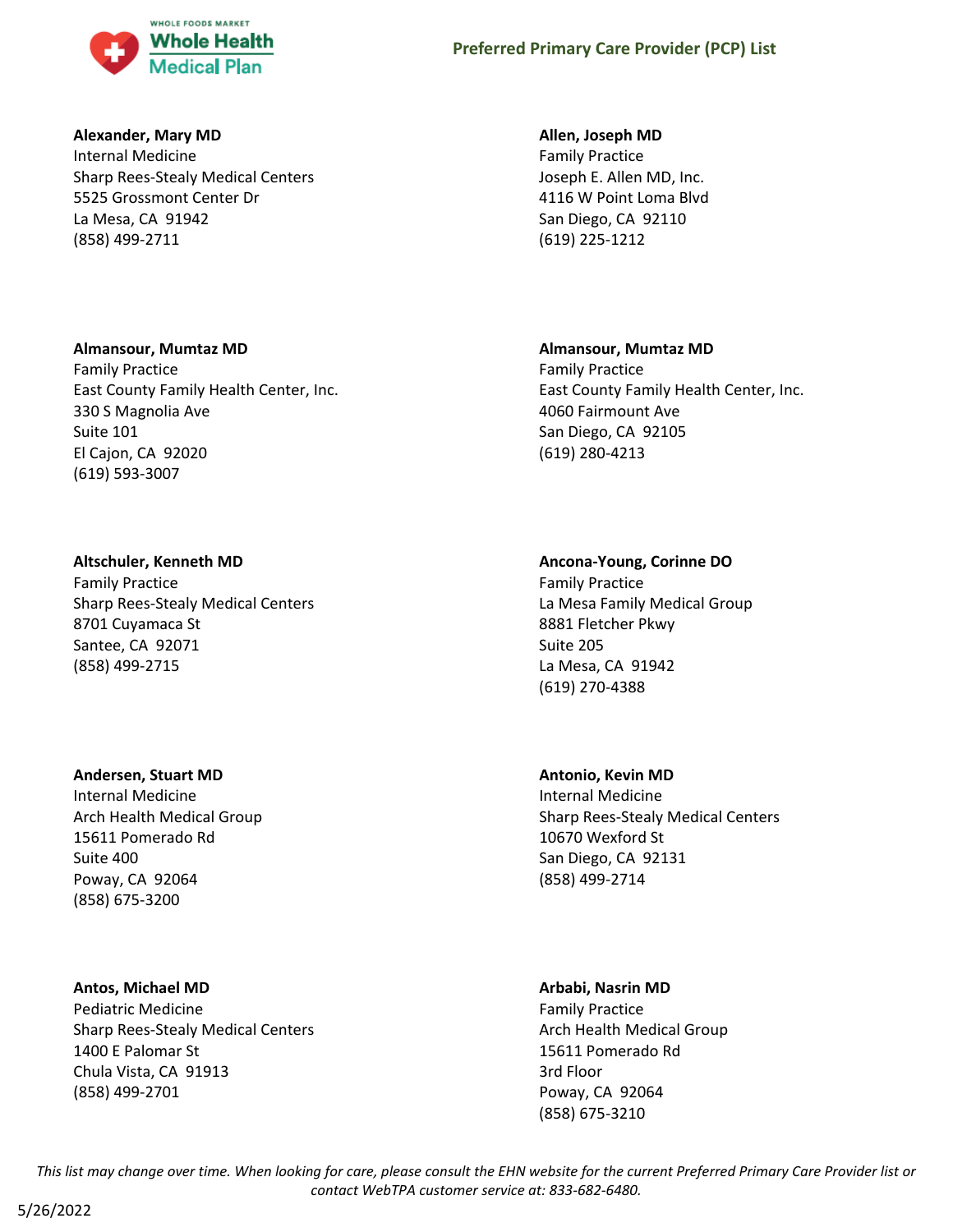**Alexander, Mary MD**
Internal Medicine
Sharp Rees-Stealy Medical Centers
5525 Grossmont Center Dr
La Mesa, CA 91942
(858) 499-2711

**Allen, Joseph MD**
Family Practice
Joseph E. Allen MD, Inc.
4116 W Point Loma Blvd
San Diego, CA 92110
(619) 225-1212

**Almansour, Mumtaz MD**
Family Practice
East County Family Health Center, Inc.
330 S Magnolia Ave
Suite 101
El Cajon, CA 92020
(619) 593-3007

**Almansour, Mumtaz MD**
Family Practice
East County Family Health Center, Inc.
4060 Fairmount Ave
San Diego, CA 92105
(619) 280-4213

**Altschuler, Kenneth MD**
Family Practice
Sharp Rees-Stealy Medical Centers
8701 Cuyamaca St
Santee, CA 92071
(858) 499-2715

**Ancona-Young, Corinne DO**
Family Practice
La Mesa Family Medical Group
8881 Fletcher Pkwy
Suite 205
La Mesa, CA 91942
(619) 270-4388

**Andersen, Stuart MD**
Internal Medicine
Arch Health Medical Group
15611 Pomerado Rd
Suite 400
Poway, CA 92064
(858) 675-3200

**Antonio, Kevin MD**
Internal Medicine
Sharp Rees-Stealy Medical Centers
10670 Wexford St
San Diego, CA 92131
(858) 499-2714

**Antos, Michael MD**
Pediatric Medicine
Sharp Rees-Stealy Medical Centers
1400 E Palomar St
Chula Vista, CA 91913
(858) 499-2701

**Arbabi, Nasrin MD**
Family Practice
Arch Health Medical Group
15611 Pomerado Rd
3rd Floor
Poway, CA 92064
(858) 675-3210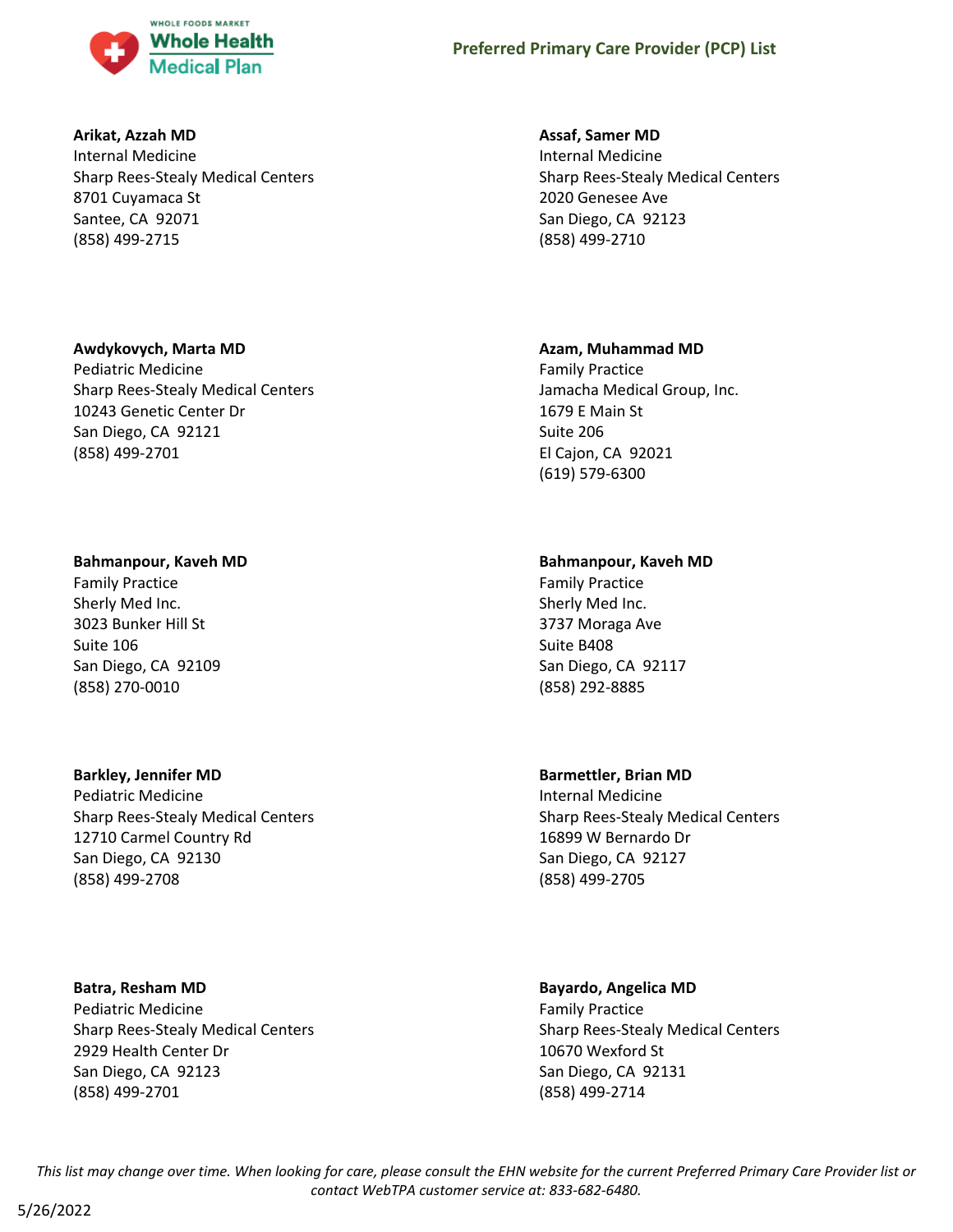**Arikat, Azzah MD**
Internal Medicine
Sharp Rees-Stealy Medical Centers
8701 Cuyamaca St
Santee, CA 92071
(858) 499-2715

**Assaf, Samer MD**
Internal Medicine
Sharp Rees-Stealy Medical Centers
2020 Genesee Ave
San Diego, CA 92123
(858) 499-2710

**Awdykovych, Marta MD**
Pediatric Medicine
Sharp Rees-Stealy Medical Centers
10243 Genetic Center Dr
San Diego, CA 92121
(858) 499-2701

**Azam, Muhammad MD**
Family Practice
Jamacha Medical Group, Inc.
1679 E Main St
Suite 206
El Cajon, CA 92021
(619) 579-6300

**Bahmanpour, Kaveh MD**
Family Practice
Sherly Med Inc.
3023 Bunker Hill St
Suite 106
San Diego, CA 92109
(858) 270-0010

**Bahmanpour, Kaveh MD**
Family Practice
Sherly Med Inc.
3737 Moraga Ave
Suite B408
San Diego, CA 92117
(858) 292-8885

**Barkley, Jennifer MD**
Pediatric Medicine
Sharp Rees-Stealy Medical Centers
12710 Carmel Country Rd
San Diego, CA 92130
(858) 499-2708

**Barmettler, Brian MD**
Internal Medicine
Sharp Rees-Stealy Medical Centers
16899 W Bernardo Dr
San Diego, CA 92127
(858) 499-2705

**Batra, Resham MD**
Pediatric Medicine
Sharp Rees-Stealy Medical Centers
2929 Health Center Dr
San Diego, CA 92123
(858) 499-2701

**Bayardo, Angelica MD**
Family Practice
Sharp Rees-Stealy Medical Centers
10670 Wexford St
San Diego, CA 92131
(858) 499-2714

*This list may change over time. When looking for care, please consult the EHN website for the current Preferred Primary Care Provider list or contact WebTPA customer service at: 833-682-6480.*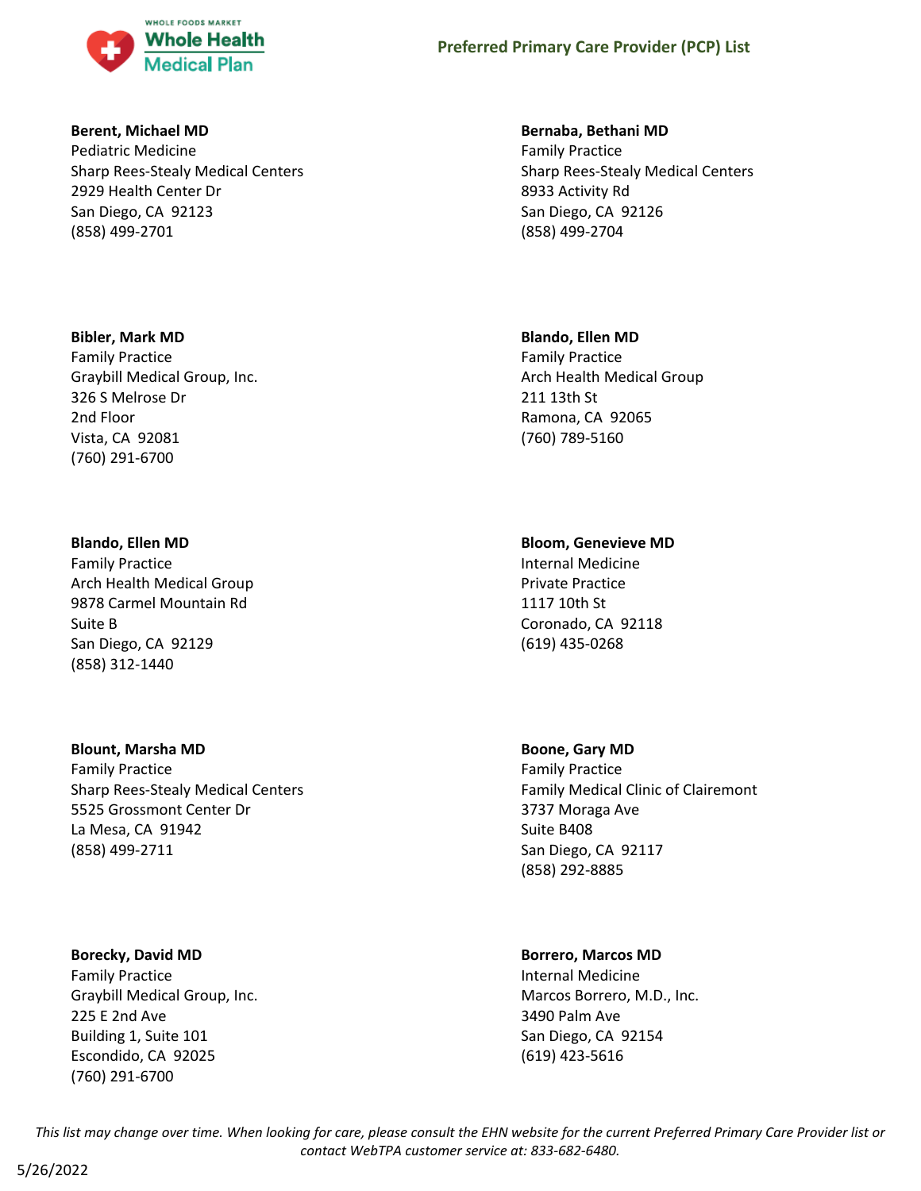**Berent, Michael MD**
Pediatric Medicine
Sharp Rees-Stealy Medical Centers
2929 Health Center Dr
San Diego, CA 92123
(858) 499-2701

**Bernaba, Bethani MD**
Family Practice
Sharp Rees-Stealy Medical Centers
8933 Activity Rd
San Diego, CA 92126
(858) 499-2704

**Bibler, Mark MD**
Family Practice
Graybill Medical Group, Inc.
326 S Melrose Dr
2nd Floor
Vista, CA 92081
(760) 291-6700

**Blando, Ellen MD**
Family Practice
Arch Health Medical Group
211 13th St
Ramona, CA 92065
(760) 789-5160

**Blando, Ellen MD**
Family Practice
Arch Health Medical Group
9878 Carmel Mountain Rd
Suite B
San Diego, CA 92129
(858) 312-1440

**Bloom, Genevieve MD**
Internal Medicine
Private Practice
1117 10th St
Coronado, CA 92118
(619) 435-0268

**Blount, Marsha MD**
Family Practice
Sharp Rees-Stealy Medical Centers
5525 Grossmont Center Dr
La Mesa, CA 91942
(858) 499-2711

**Boone, Gary MD**
Family Practice
Family Medical Clinic of Clairemont
3737 Moraga Ave
Suite B408
San Diego, CA 92117
(858) 292-8885

**Borecky, David MD**
Family Practice
Graybill Medical Group, Inc.
225 E 2nd Ave
Building 1, Suite 101
Escondido, CA 92025
(760) 291-6700

**Borrero, Marcos MD**
Internal Medicine
Marcos Borrero, M.D., Inc.
3490 Palm Ave
San Diego, CA 92154
(619) 423-5616

*This list may change over time. When looking for care, please consult the EHN website for the current Preferred Primary Care Provider list or contact WebTPA customer service at: 833-682-6480.*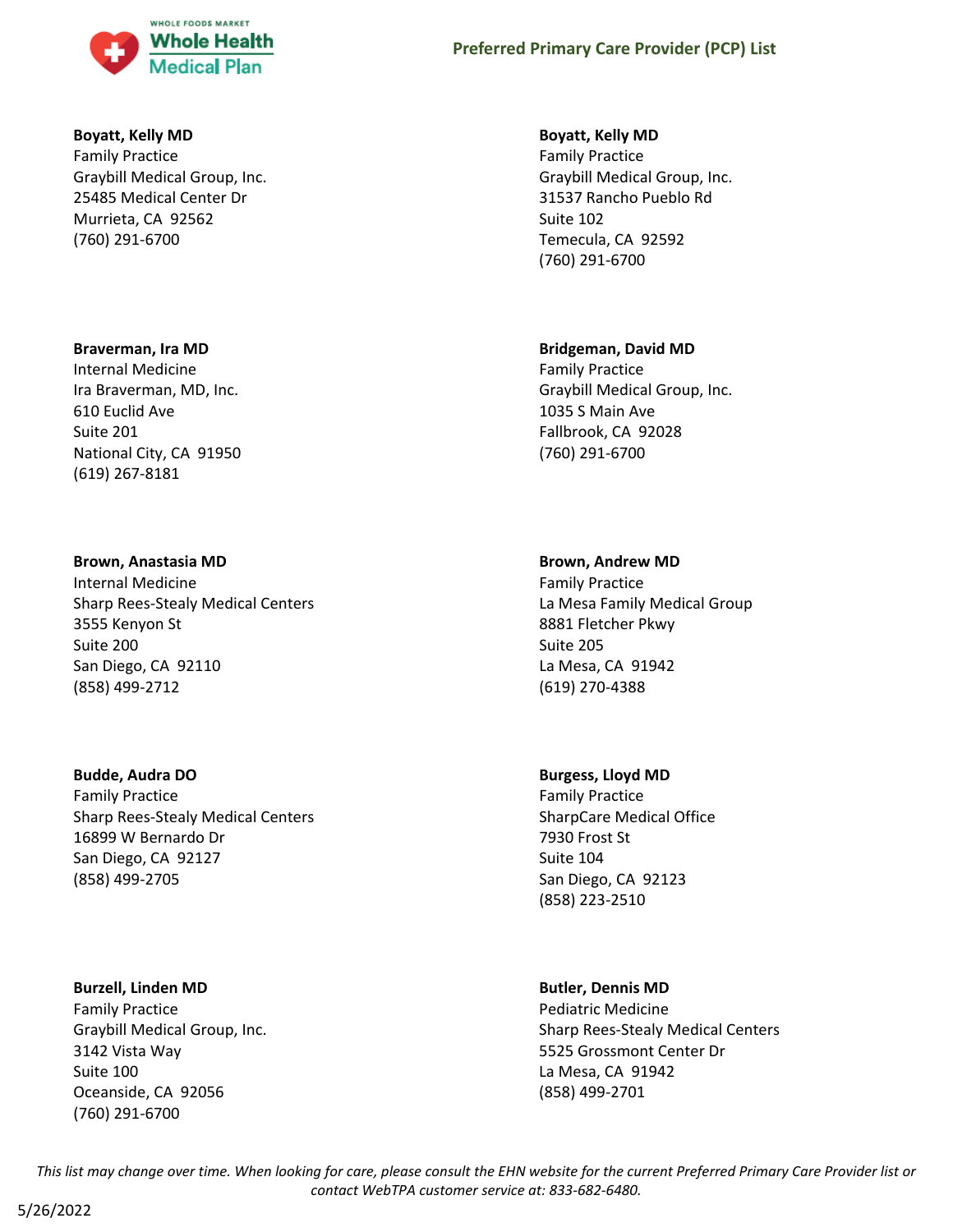**Boyatt, Kelly MD**
Family Practice
Graybill Medical Group, Inc.
25485 Medical Center Dr
Murrieta, CA 92562
(760) 291-6700

**Boyatt, Kelly MD**
Family Practice
Graybill Medical Group, Inc.
31537 Rancho Pueblo Rd
Suite 102
Temecula, CA 92592
(760) 291-6700

**Braverman, Ira MD**
Internal Medicine
Ira Braverman, MD, Inc.
610 Euclid Ave
Suite 201
National City, CA 91950
(619) 267-8181

**Bridgeman, David MD**
Family Practice
Graybill Medical Group, Inc.
1035 S Main Ave
Fallbrook, CA 92028
(760) 291-6700

**Brown, Anastasia MD**
Internal Medicine
Sharp Rees-Stealy Medical Centers
3555 Kenyon St
Suite 200
San Diego, CA 92110
(858) 499-2712

**Brown, Andrew MD**
Family Practice
La Mesa Family Medical Group
8881 Fletcher Pkwy
Suite 205
La Mesa, CA 91942
(619) 270-4388

**Budde, Audra DO**
Family Practice
Sharp Rees-Stealy Medical Centers
16899 W Bernardo Dr
San Diego, CA 92127
(858) 499-2705

**Burgess, Lloyd MD**
Family Practice
SharpCare Medical Office
7930 Frost St
Suite 104
San Diego, CA 92123
(858) 223-2510

**Burzell, Linden MD**
Family Practice
Graybill Medical Group, Inc.
3142 Vista Way
Suite 100
Oceanside, CA 92056
(760) 291-6700

**Butler, Dennis MD**
Pediatric Medicine
Sharp Rees-Stealy Medical Centers
5525 Grossmont Center Dr
La Mesa, CA 91942
(858) 499-2701

*This list may change over time. When looking for care, please consult the EHN website for the current Preferred Primary Care Provider list or contact WebTPA customer service at: 833-682-6480.*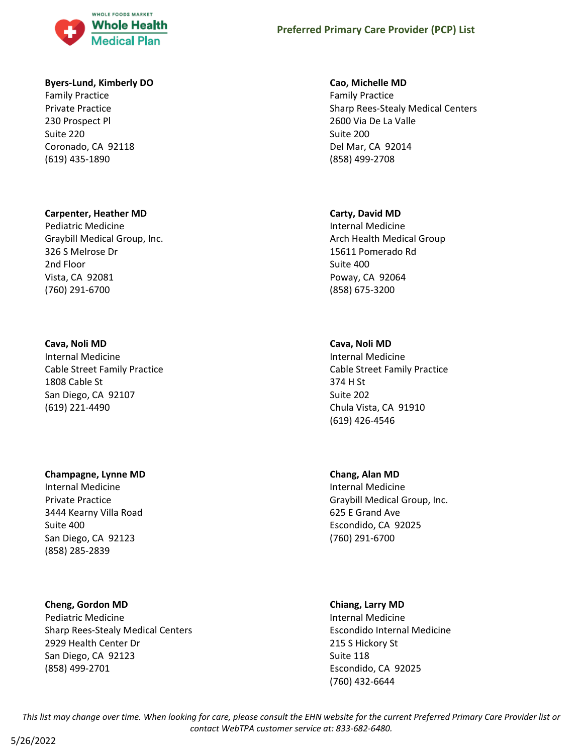**Byers-Lund, Kimberly DO**
Family Practice
Private Practice
230 Prospect Pl
Suite 220
Coronado, CA 92118
(619) 435-1890

**Cao, Michelle MD**
Family Practice
Sharp Rees-Stealy Medical Centers
2600 Via De La Valle
Suite 200
Del Mar, CA 92014
(858) 499-2708

**Carpenter, Heather MD**
Pediatric Medicine
Graybill Medical Group, Inc.
326 S Melrose Dr
2nd Floor
Vista, CA 92081
(760) 291-6700

**Carty, David MD**
Internal Medicine
Arch Health Medical Group
15611 Pomerado Rd
Suite 400
Poway, CA 92064
(858) 675-3200

**Cava, Noli MD**
Internal Medicine
Cable Street Family Practice
1808 Cable St
San Diego, CA 92107
(619) 221-4490

**Cava, Noli MD**
Internal Medicine
Cable Street Family Practice
374 H St
Suite 202
Chula Vista, CA 91910
(619) 426-4546

**Champagne, Lynne MD**
Internal Medicine
Private Practice
3444 Kearny Villa Road
Suite 400
San Diego, CA 92123
(858) 285-2839

**Chang, Alan MD**
Internal Medicine
Graybill Medical Group, Inc.
625 E Grand Ave
Escondido, CA 92025
(760) 291-6700

**Cheng, Gordon MD**
Pediatric Medicine
Sharp Rees-Stealy Medical Centers
2929 Health Center Dr
San Diego, CA 92123
(858) 499-2701

**Chiang, Larry MD**
Internal Medicine
Escondido Internal Medicine
215 S Hickory St
Suite 118
Escondido, CA 92025
(760) 432-6644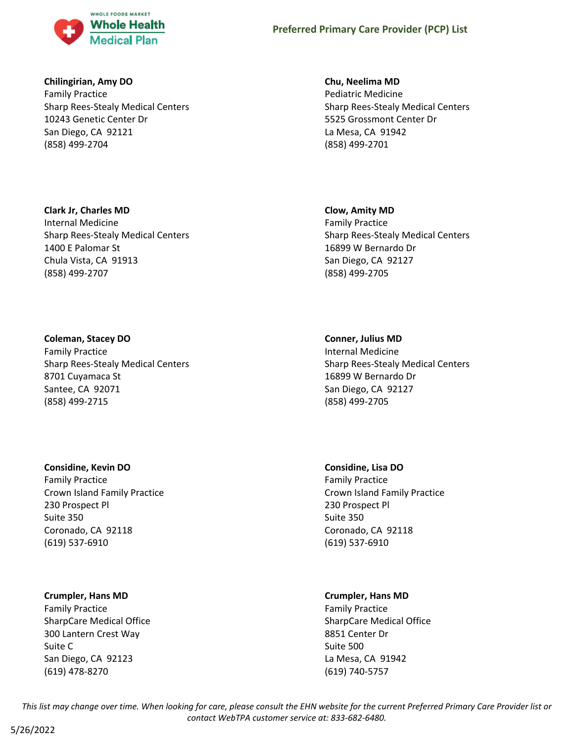**Chilingirian, Amy DO**
Family Practice
Sharp Rees-Stealy Medical Centers
10243 Genetic Center Dr
San Diego, CA 92121
(858) 499-2704

**Chu, Neelima MD**
Pediatric Medicine
Sharp Rees-Stealy Medical Centers
5525 Grossmont Center Dr
La Mesa, CA 91942
(858) 499-2701

**Clark Jr, Charles MD**
Internal Medicine
Sharp Rees-Stealy Medical Centers
1400 E Palomar St
Chula Vista, CA 91913
(858) 499-2707

**Clow, Amity MD**
Family Practice
Sharp Rees-Stealy Medical Centers
16899 W Bernardo Dr
San Diego, CA 92127
(858) 499-2705

**Coleman, Stacey DO**
Family Practice
Sharp Rees-Stealy Medical Centers
8701 Cuyamaca St
Santee, CA 92071
(858) 499-2715

**Conner, Julius MD**
Internal Medicine
Sharp Rees-Stealy Medical Centers
16899 W Bernardo Dr
San Diego, CA 92127
(858) 499-2705

**Considine, Kevin DO**
Family Practice
Crown Island Family Practice
230 Prospect Pl
Suite 350
Coronado, CA 92118
(619) 537-6910

**Considine, Lisa DO**
Family Practice
Crown Island Family Practice
230 Prospect Pl
Suite 350
Coronado, CA 92118
(619) 537-6910

**Crumpler, Hans MD**
Family Practice
SharpCare Medical Office
300 Lantern Crest Way
Suite C
San Diego, CA 92123
(619) 478-8270

**Crumpler, Hans MD**
Family Practice
SharpCare Medical Office
8851 Center Dr
Suite 500
La Mesa, CA 91942
(619) 740-5757

*This list may change over time. When looking for care, please consult the EHN website for the current Preferred Primary Care Provider list or contact WebTPA customer service at: 833-682-6480.*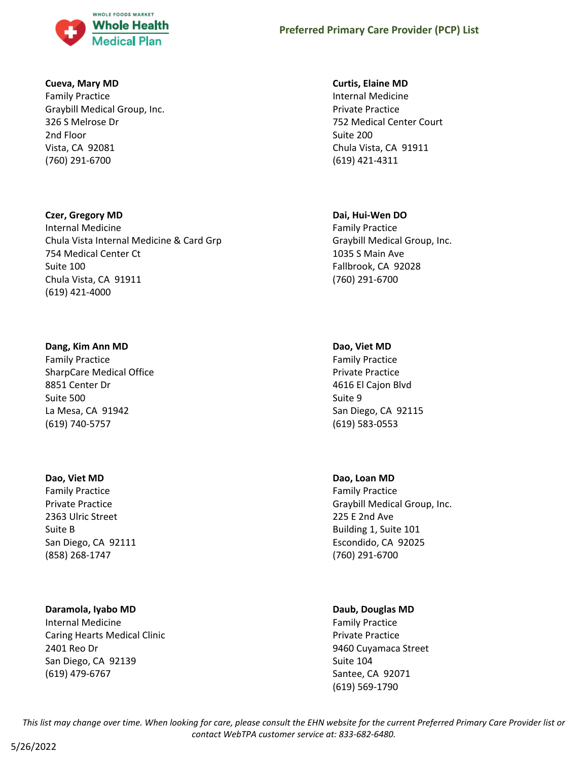**Cueva, Mary MD**
Family Practice
Graybill Medical Group, Inc.
326 S Melrose Dr
2nd Floor
Vista, CA 92081
(760) 291-6700

**Curtis, Elaine MD**
Internal Medicine
Private Practice
752 Medical Center Court
Suite 200
Chula Vista, CA 91911
(619) 421-4311

**Czer, Gregory MD**
Internal Medicine
Chula Vista Internal Medicine & Card Grp
754 Medical Center Ct
Suite 100
Chula Vista, CA 91911
(619) 421-4000

**Dai, Hui-Wen DO**
Family Practice
Graybill Medical Group, Inc.
1035 S Main Ave
Fallbrook, CA 92028
(760) 291-6700

**Dang, Kim Ann MD**
Family Practice
SharpCare Medical Office
8851 Center Dr
Suite 500
La Mesa, CA 91942
(619) 740-5757

**Dao, Viet MD**
Family Practice
Private Practice
4616 El Cajon Blvd
Suite 9
San Diego, CA 92115
(619) 583-0553

**Dao, Viet MD**
Family Practice
Private Practice
2363 Ulric Street
Suite B
San Diego, CA 92111
(858) 268-1747

**Dao, Loan MD**
Family Practice
Graybill Medical Group, Inc.
225 E 2nd Ave
Building 1, Suite 101
Escondido, CA 92025
(760) 291-6700

**Daramola, Iyabo MD**
Internal Medicine
Caring Hearts Medical Clinic
2401 Reo Dr
San Diego, CA 92139
(619) 479-6767

**Daub, Douglas MD**
Family Practice
Private Practice
9460 Cuyamaca Street
Suite 104
Santee, CA 92071
(619) 569-1790

*This list may change over time. When looking for care, please consult the EHN website for the current Preferred Primary Care Provider list or contact WebTPA customer service at: 833-682-6480.*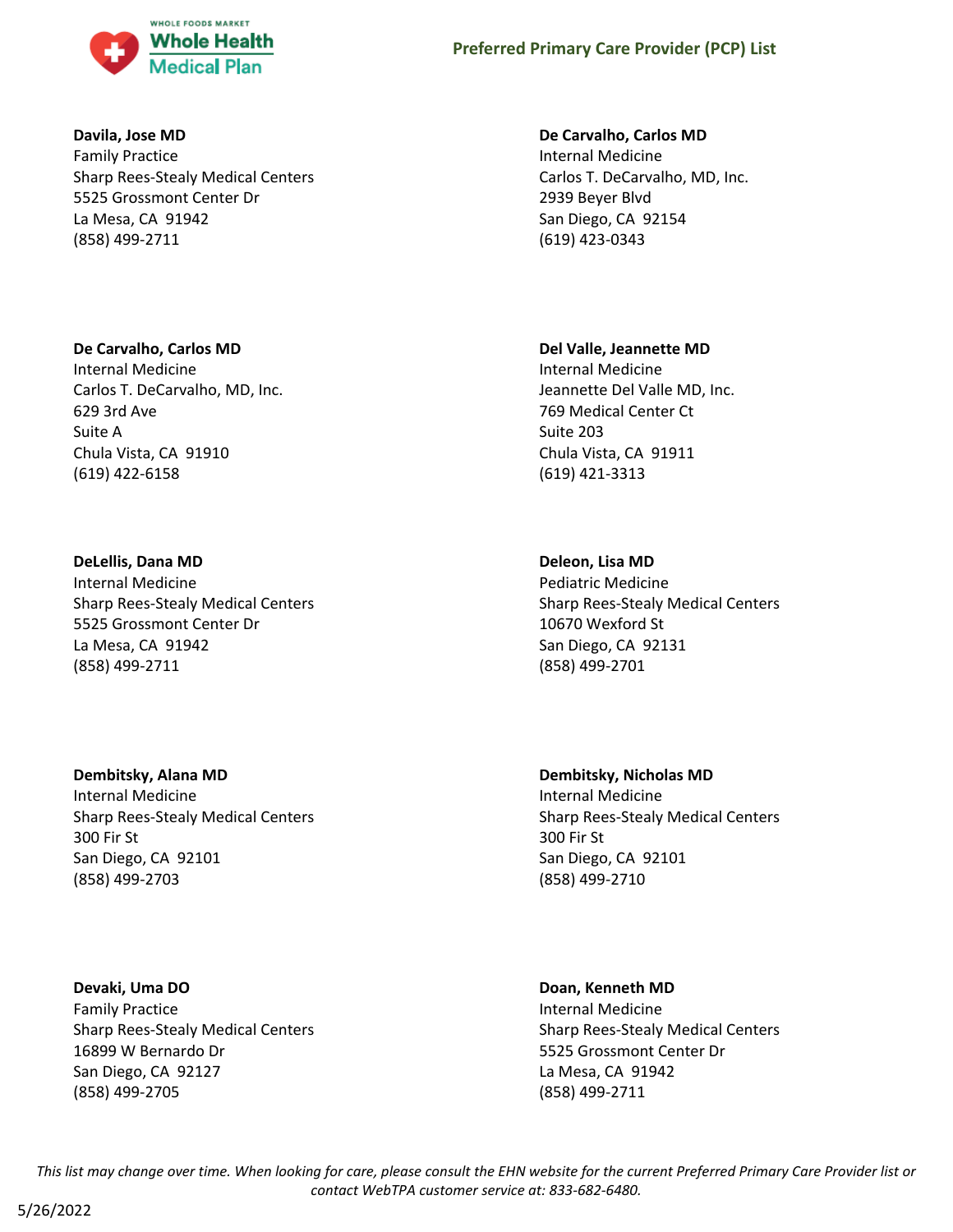**Davila, Jose MD**
Family Practice
Sharp Rees-Stealy Medical Centers
5525 Grossmont Center Dr
La Mesa, CA 91942
(858) 499-2711

**De Carvalho, Carlos MD**
Internal Medicine
Carlos T. DeCarvalho, MD, Inc.
2939 Beyer Blvd
San Diego, CA 92154
(619) 423-0343

**De Carvalho, Carlos MD**
Internal Medicine
Carlos T. DeCarvalho, MD, Inc.
629 3rd Ave
Suite A
Chula Vista, CA 91910
(619) 422-6158

**Del Valle, Jeannette MD**
Internal Medicine
Jeannette Del Valle MD, Inc.
769 Medical Center Ct
Suite 203
Chula Vista, CA 91911
(619) 421-3313

**DeLellis, Dana MD**
Internal Medicine
Sharp Rees-Stealy Medical Centers
5525 Grossmont Center Dr
La Mesa, CA 91942
(858) 499-2711

**Deleon, Lisa MD**
Pediatric Medicine
Sharp Rees-Stealy Medical Centers
10670 Wexford St
San Diego, CA 92131
(858) 499-2701

**Dembitsky, Alana MD**
Internal Medicine
Sharp Rees-Stealy Medical Centers
300 Fir St
San Diego, CA 92101
(858) 499-2703

**Dembitsky, Nicholas MD**
Internal Medicine
Sharp Rees-Stealy Medical Centers
300 Fir St
San Diego, CA 92101
(858) 499-2710

**Devaki, Uma DO**
Family Practice
Sharp Rees-Stealy Medical Centers
16899 W Bernardo Dr
San Diego, CA 92127
(858) 499-2705

**Doan, Kenneth MD**
Internal Medicine
Sharp Rees-Stealy Medical Centers
5525 Grossmont Center Dr
La Mesa, CA 91942
(858) 499-2711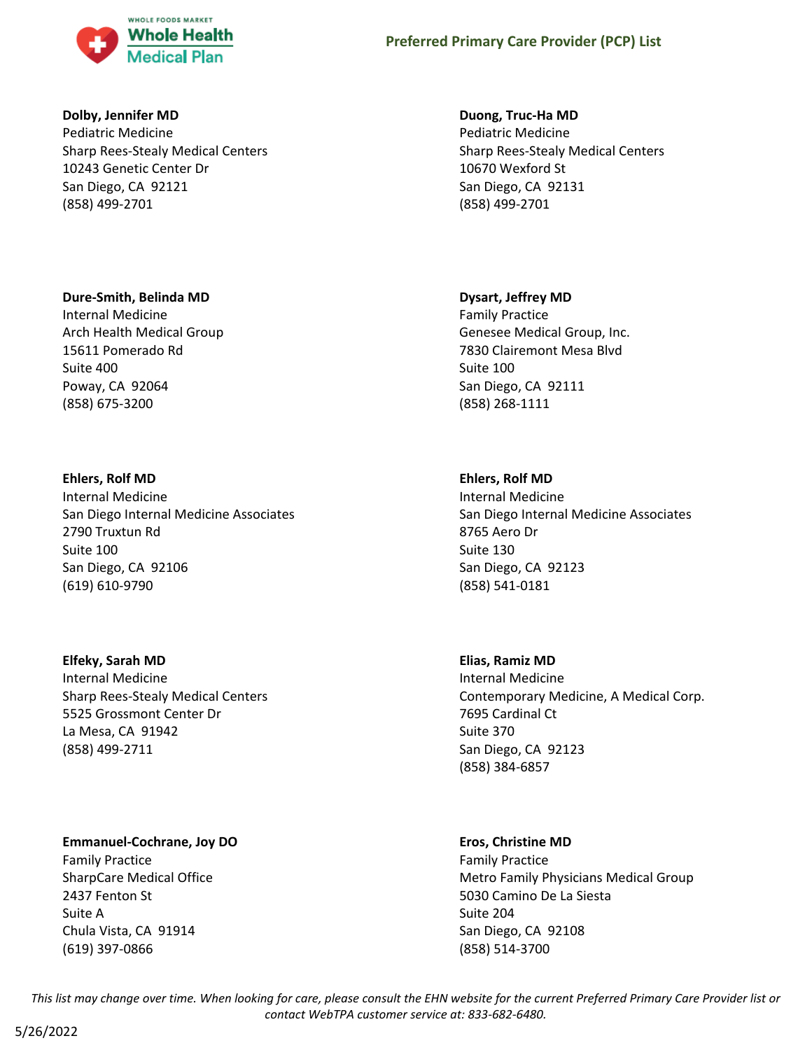**Dolby, Jennifer MD**
Pediatric Medicine
Sharp Rees-Stealy Medical Centers
10243 Genetic Center Dr
San Diego, CA 92121
(858) 499-2701

**Duong, Truc-Ha MD**
Pediatric Medicine
Sharp Rees-Stealy Medical Centers
10670 Wexford St
San Diego, CA 92131
(858) 499-2701

**Dure-Smith, Belinda MD**
Internal Medicine
Arch Health Medical Group
15611 Pomerado Rd
Suite 400
Poway, CA 92064
(858) 675-3200

**Dysart, Jeffrey MD**
Family Practice
Genesee Medical Group, Inc.
7830 Clairemont Mesa Blvd
Suite 100
San Diego, CA 92111
(858) 268-1111

**Ehlers, Rolf MD**
Internal Medicine
San Diego Internal Medicine Associates
2790 Truxtun Rd
Suite 100
San Diego, CA 92106
(619) 610-9790

**Ehlers, Rolf MD**
Internal Medicine
San Diego Internal Medicine Associates
8765 Aero Dr
Suite 130
San Diego, CA 92123
(858) 541-0181

**Elfeky, Sarah MD**
Internal Medicine
Sharp Rees-Stealy Medical Centers
5525 Grossmont Center Dr
La Mesa, CA 91942
(858) 499-2711

**Elias, Ramiz MD**
Internal Medicine
Contemporary Medicine, A Medical Corp.
7695 Cardinal Ct
Suite 370
San Diego, CA 92123
(858) 384-6857

**Emmanuel-Cochrane, Joy DO**
Family Practice
SharpCare Medical Office
2437 Fenton St
Suite A
Chula Vista, CA 91914
(619) 397-0866

**Eros, Christine MD**
Family Practice
Metro Family Physicians Medical Group
5030 Camino De La Siesta
Suite 204
San Diego, CA 92108
(858) 514-3700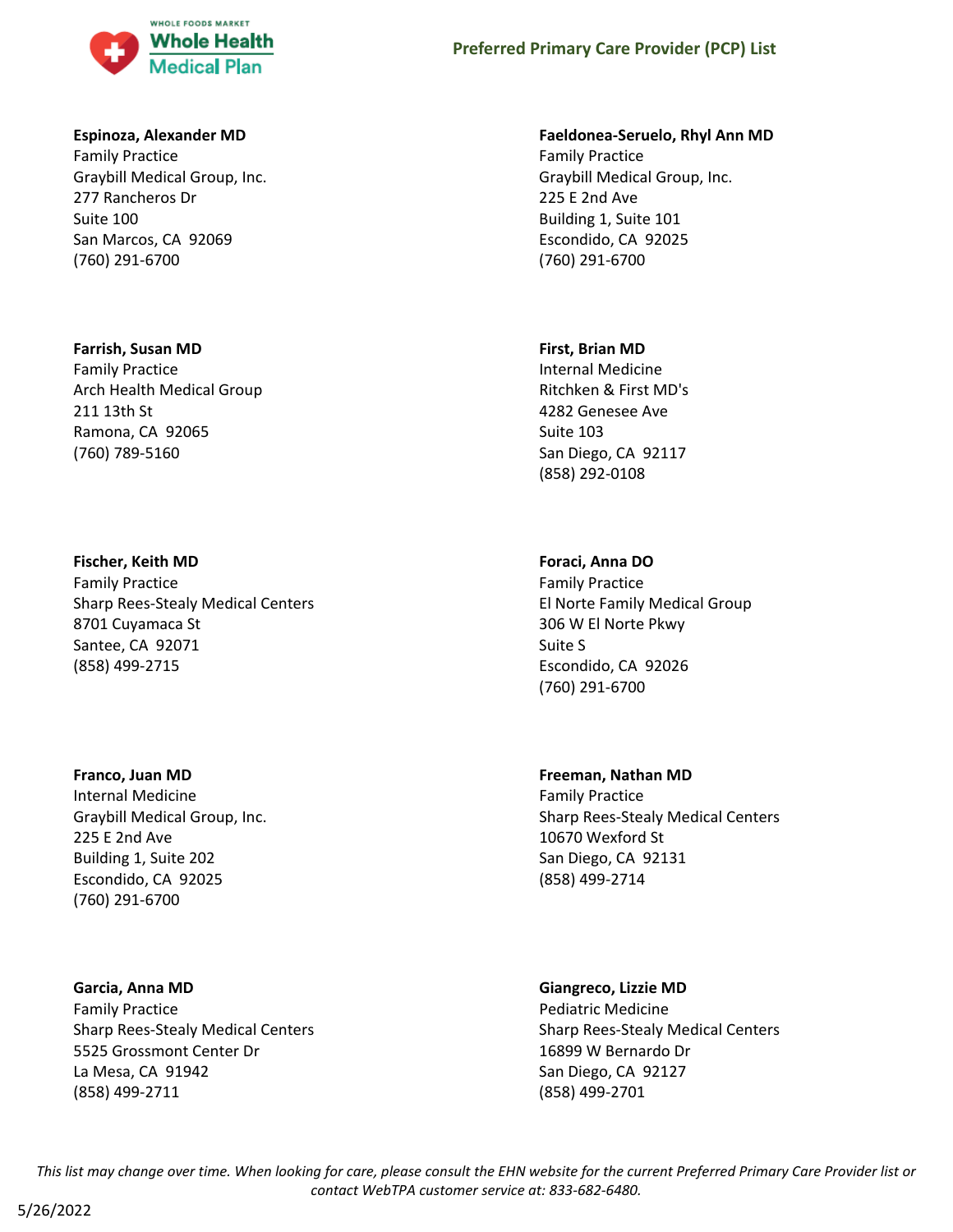**Espinoza, Alexander MD**
Family Practice
Graybill Medical Group, Inc.
277 Rancheros Dr
Suite 100
San Marcos, CA 92069
(760) 291-6700

**Faeldonea-Seruelo, Rhyl Ann MD**
Family Practice
Graybill Medical Group, Inc.
225 E 2nd Ave
Building 1, Suite 101
Escondido, CA 92025
(760) 291-6700

**Farrish, Susan MD**
Family Practice
Arch Health Medical Group
211 13th St
Ramona, CA 92065
(760) 789-5160

**First, Brian MD**
Internal Medicine
Ritchken & First MD's
4282 Genesee Ave
Suite 103
San Diego, CA 92117
(858) 292-0108

**Fischer, Keith MD**
Family Practice
Sharp Rees-Stealy Medical Centers
8701 Cuyamaca St
Santee, CA 92071
(858) 499-2715

**Foraci, Anna DO**
Family Practice
El Norte Family Medical Group
306 W El Norte Pkwy
Suite S
Escondido, CA 92026
(760) 291-6700

**Franco, Juan MD**
Internal Medicine
Graybill Medical Group, Inc.
225 E 2nd Ave
Building 1, Suite 202
Escondido, CA 92025
(760) 291-6700

**Freeman, Nathan MD**
Family Practice
Sharp Rees-Stealy Medical Centers
10670 Wexford St
San Diego, CA 92131
(858) 499-2714

**Garcia, Anna MD**
Family Practice
Sharp Rees-Stealy Medical Centers
5525 Grossmont Center Dr
La Mesa, CA 91942
(858) 499-2711

**Giangreco, Lizzie MD**
Pediatric Medicine
Sharp Rees-Stealy Medical Centers
16899 W Bernardo Dr
San Diego, CA 92127
(858) 499-2701

*This list may change over time. When looking for care, please consult the EHN website for the current Preferred Primary Care Provider list or contact WebTPA customer service at: 833-682-6480.*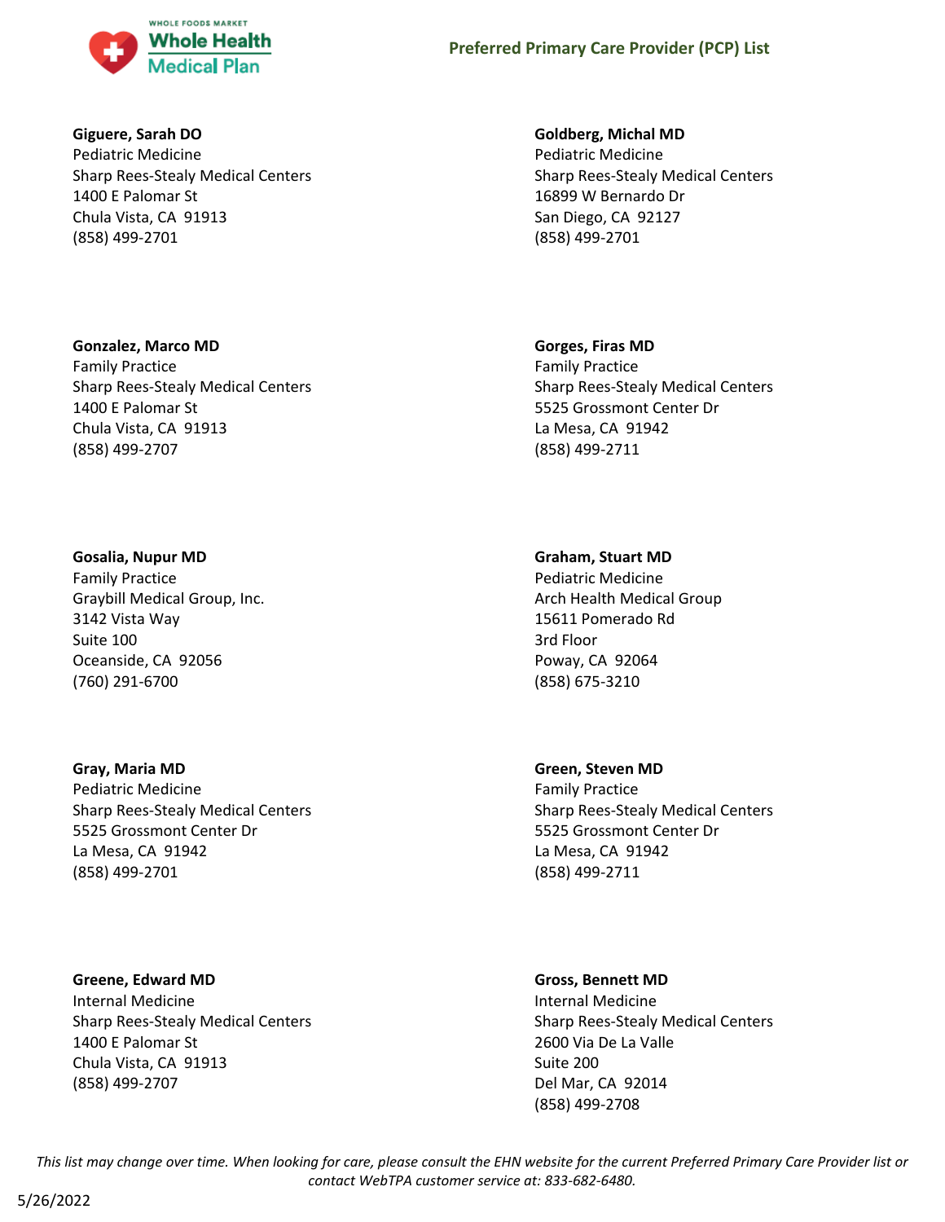**Giguere, Sarah DO**
Pediatric Medicine
Sharp Rees-Stealy Medical Centers
1400 E Palomar St
Chula Vista, CA 91913
(858) 499-2701

**Goldberg, Michal MD**
Pediatric Medicine
Sharp Rees-Stealy Medical Centers
16899 W Bernardo Dr
San Diego, CA 92127
(858) 499-2701

**Gonzalez, Marco MD**
Family Practice
Sharp Rees-Stealy Medical Centers
1400 E Palomar St
Chula Vista, CA 91913
(858) 499-2707

**Gorges, Firas MD**
Family Practice
Sharp Rees-Stealy Medical Centers
5525 Grossmont Center Dr
La Mesa, CA 91942
(858) 499-2711

**Gosalia, Nupur MD**
Family Practice
Graybill Medical Group, Inc.
3142 Vista Way
Suite 100
Oceanside, CA 92056
(760) 291-6700

**Graham, Stuart MD**
Pediatric Medicine
Arch Health Medical Group
15611 Pomerado Rd
3rd Floor
Poway, CA 92064
(858) 675-3210

**Gray, Maria MD**
Pediatric Medicine
Sharp Rees-Stealy Medical Centers
5525 Grossmont Center Dr
La Mesa, CA 91942
(858) 499-2701

**Green, Steven MD**
Family Practice
Sharp Rees-Stealy Medical Centers
5525 Grossmont Center Dr
La Mesa, CA 91942
(858) 499-2711

**Greene, Edward MD**
Internal Medicine
Sharp Rees-Stealy Medical Centers
1400 E Palomar St
Chula Vista, CA 91913
(858) 499-2707

**Gross, Bennett MD**
Internal Medicine
Sharp Rees-Stealy Medical Centers
2600 Via De La Valle
Suite 200
Del Mar, CA 92014
(858) 499-2708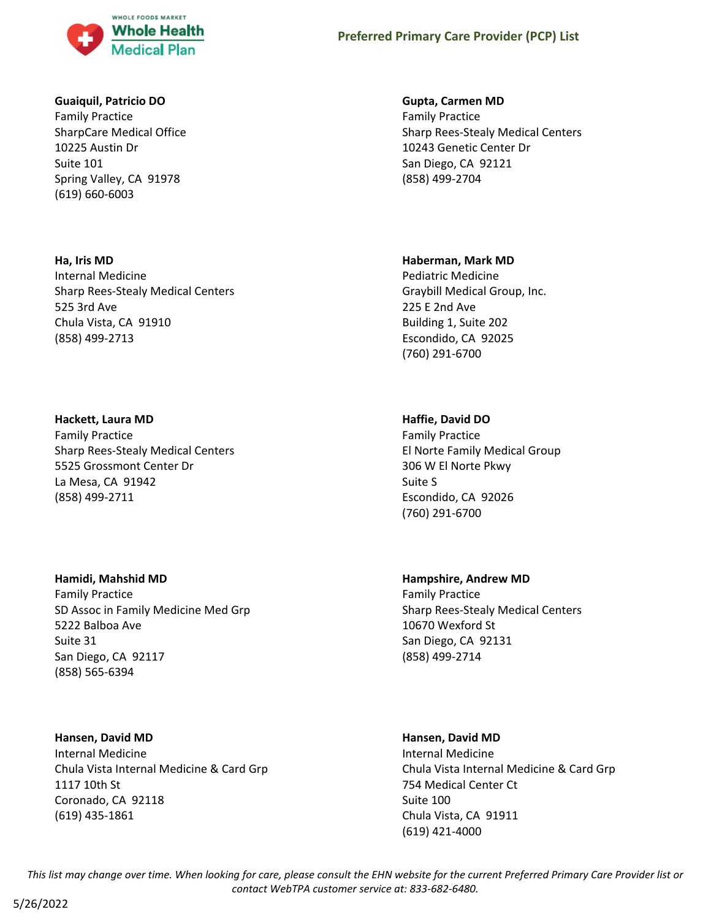**Guaiquil, Patricio DO**
Family Practice
SharpCare Medical Office
10225 Austin Dr
Suite 101
Spring Valley, CA 91978
(619) 660-6003

**Gupta, Carmen MD**
Family Practice
Sharp Rees-Stealy Medical Centers
10243 Genetic Center Dr
San Diego, CA 92121
(858) 499-2704

**Ha, Iris MD**
Internal Medicine
Sharp Rees-Stealy Medical Centers
525 3rd Ave
Chula Vista, CA 91910
(858) 499-2713

**Haberman, Mark MD**
Pediatric Medicine
Graybill Medical Group, Inc.
225 E 2nd Ave
Building 1, Suite 202
Escondido, CA 92025
(760) 291-6700

**Hackett, Laura MD**
Family Practice
Sharp Rees-Stealy Medical Centers
5525 Grossmont Center Dr
La Mesa, CA 91942
(858) 499-2711

**Haffie, David DO**
Family Practice
El Norte Family Medical Group
306 W El Norte Pkwy
Suite S
Escondido, CA 92026
(760) 291-6700

**Hamidi, Mahshid MD**
Family Practice
SD Assoc in Family Medicine Med Grp
5222 Balboa Ave
Suite 31
San Diego, CA 92117
(858) 565-6394

**Hampshire, Andrew MD**
Family Practice
Sharp Rees-Stealy Medical Centers
10670 Wexford St
San Diego, CA 92131
(858) 499-2714

**Hansen, David MD**
Internal Medicine
Chula Vista Internal Medicine & Card Grp
1117 10th St
Coronado, CA 92118
(619) 435-1861

**Hansen, David MD**
Internal Medicine
Chula Vista Internal Medicine & Card Grp
754 Medical Center Ct
Suite 100
Chula Vista, CA 91911
(619) 421-4000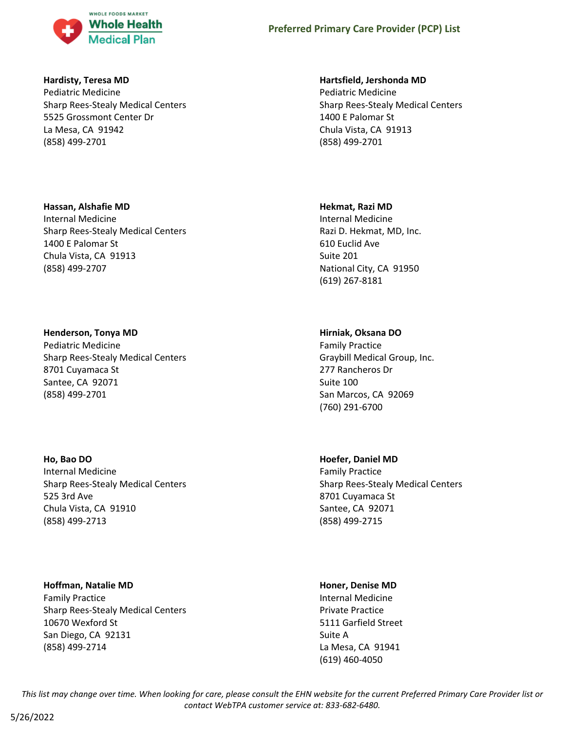**Hardisty, Teresa MD**
Pediatric Medicine
Sharp Rees-Stealy Medical Centers
5525 Grossmont Center Dr
La Mesa, CA 91942
(858) 499-2701

**Hartsfield, Jershonda MD**
Pediatric Medicine
Sharp Rees-Stealy Medical Centers
1400 E Palomar St
Chula Vista, CA 91913
(858) 499-2701

**Hassan, Alshafie MD**
Internal Medicine
Sharp Rees-Stealy Medical Centers
1400 E Palomar St
Chula Vista, CA 91913
(858) 499-2707

**Hekmat, Razi MD**
Internal Medicine
Razi D. Hekmat, MD, Inc.
610 Euclid Ave
Suite 201
National City, CA 91950
(619) 267-8181

**Henderson, Tonya MD**
Pediatric Medicine
Sharp Rees-Stealy Medical Centers
8701 Cuyamaca St
Santee, CA 92071
(858) 499-2701

**Hirniak, Oksana DO**
Family Practice
Graybill Medical Group, Inc.
277 Rancheros Dr
Suite 100
San Marcos, CA 92069
(760) 291-6700

**Ho, Bao DO**
Internal Medicine
Sharp Rees-Stealy Medical Centers
525 3rd Ave
Chula Vista, CA 91910
(858) 499-2713

**Hoefer, Daniel MD**
Family Practice
Sharp Rees-Stealy Medical Centers
8701 Cuyamaca St
Santee, CA 92071
(858) 499-2715

**Hoffman, Natalie MD**
Family Practice
Sharp Rees-Stealy Medical Centers
10670 Wexford St
San Diego, CA 92131
(858) 499-2714

**Honer, Denise MD**
Internal Medicine
Private Practice
5111 Garfield Street
Suite A
La Mesa, CA 91941
(619) 460-4050

*This list may change over time. When looking for care, please consult the EHN website for the current Preferred Primary Care Provider list or contact WebTPA customer service at: 833-682-6480.*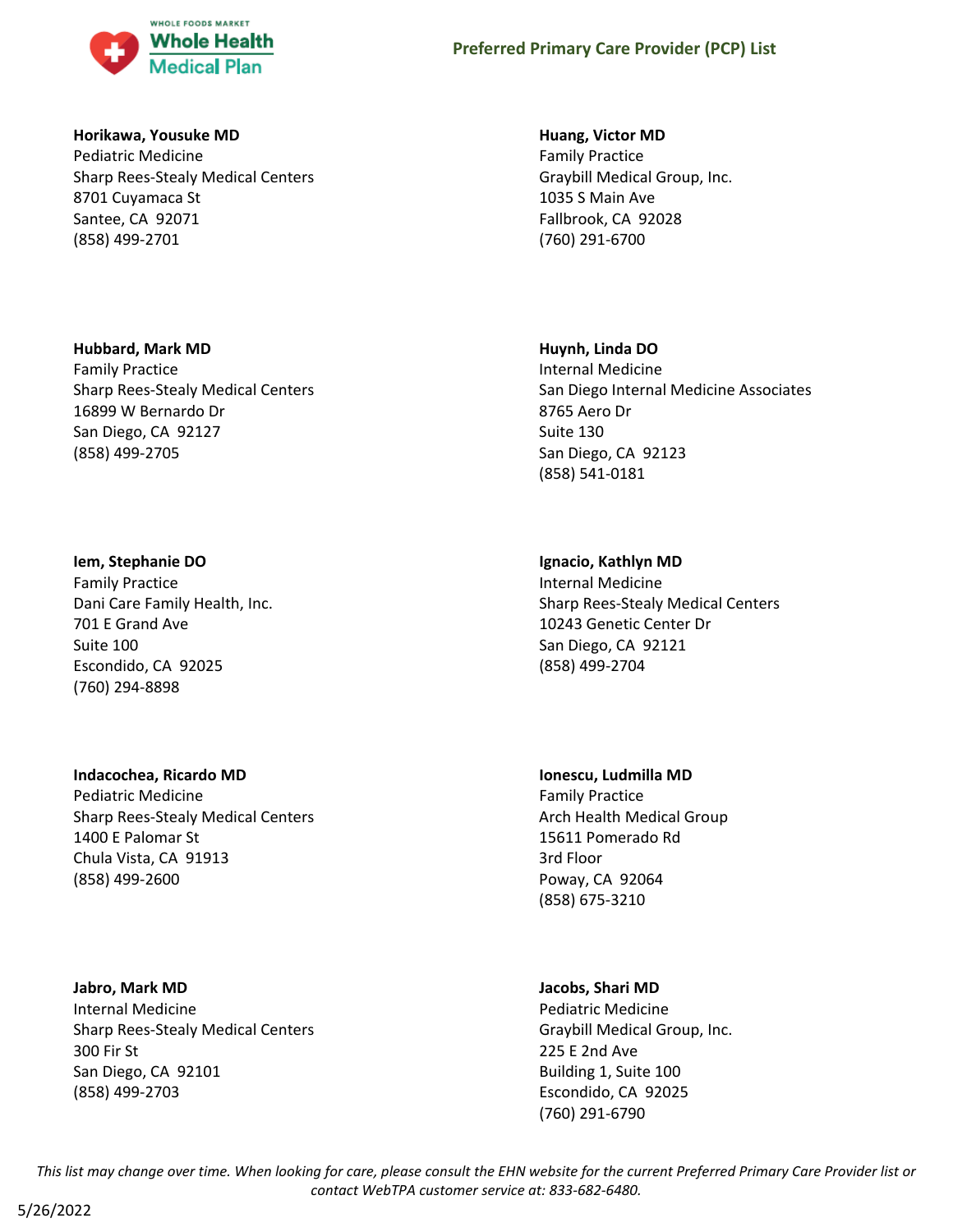**Horikawa, Yousuke MD**
Pediatric Medicine
Sharp Rees-Stealy Medical Centers
8701 Cuyamaca St
Santee, CA 92071
(858) 499-2701

**Hubbard, Mark MD**
Family Practice
Sharp Rees-Stealy Medical Centers
16899 W Bernardo Dr
San Diego, CA 92127
(858) 499-2705

**Iem, Stephanie DO**
Family Practice
Dani Care Family Health, Inc.
701 E Grand Ave
Suite 100
Escondido, CA 92025
(760) 294-8898

**Indacochea, Ricardo MD**
Pediatric Medicine
Sharp Rees-Stealy Medical Centers
1400 E Palomar St
Chula Vista, CA 91913
(858) 499-2600

**Jabro, Mark MD**
Internal Medicine
Sharp Rees-Stealy Medical Centers
300 Fir St
San Diego, CA 92101
(858) 499-2703

**Huang, Victor MD**
Family Practice
Graybill Medical Group, Inc.
1035 S Main Ave
Fallbrook, CA 92028
(760) 291-6700

**Huynh, Linda DO**
Internal Medicine
San Diego Internal Medicine Associates
8765 Aero Dr
Suite 130
San Diego, CA 92123
(858) 541-0181

**Ignacio, Kathlyn MD**
Internal Medicine
Sharp Rees-Stealy Medical Centers
10243 Genetic Center Dr
San Diego, CA 92121
(858) 499-2704

**Ionescu, Ludmilla MD**
Family Practice
Arch Health Medical Group
15611 Pomerado Rd
3rd Floor
Poway, CA 92064
(858) 675-3210

**Jacobs, Shari MD**
Pediatric Medicine
Graybill Medical Group, Inc.
225 E 2nd Ave
Building 1, Suite 100
Escondido, CA 92025
(760) 291-6790

*This list may change over time. When looking for care, please consult the EHN website for the current Preferred Primary Care Provider list or contact WebTPA customer service at: 833-682-6480.*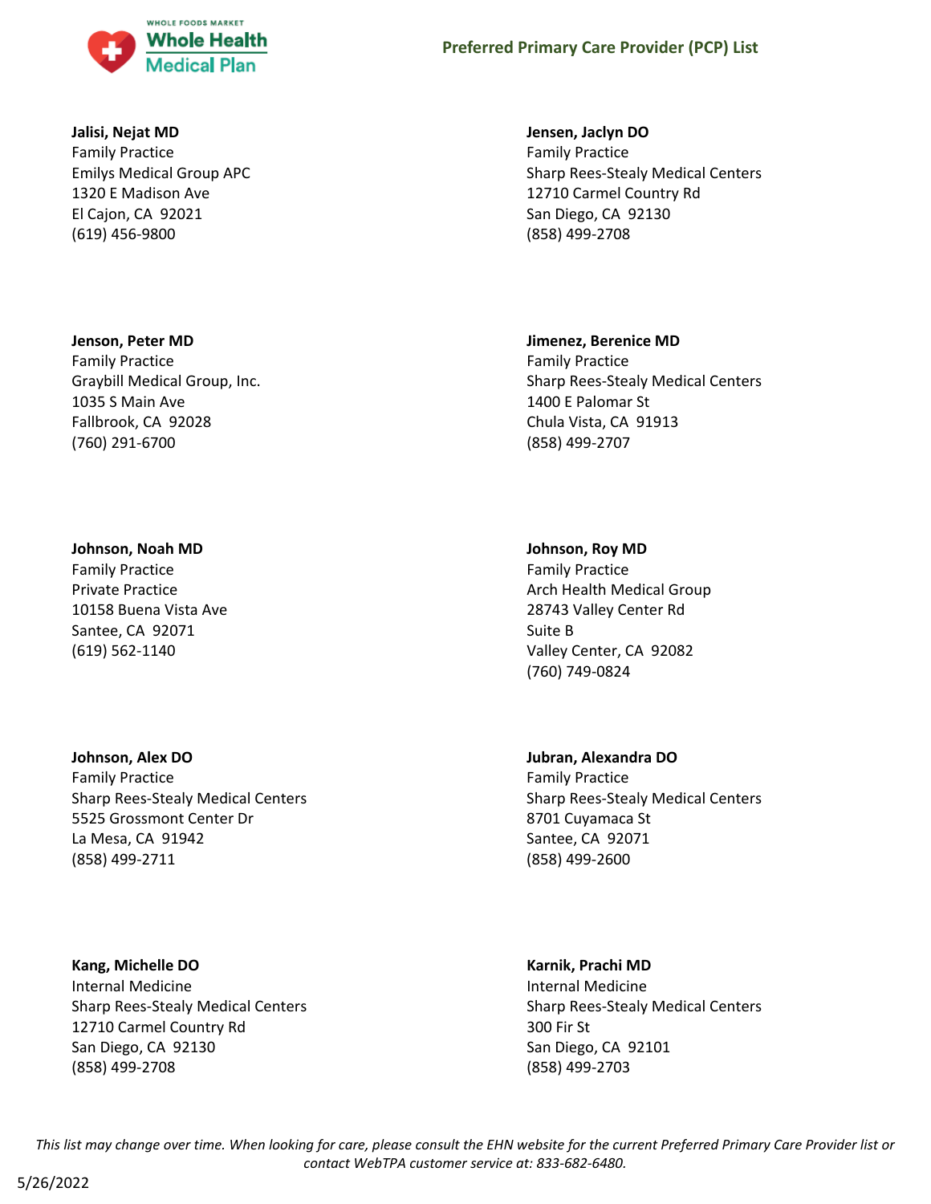**Jalisi, Nejat MD**
Family Practice
Emilys Medical Group APC
1320 E Madison Ave
El Cajon, CA 92021
(619) 456-9800

**Jensen, Jaclyn DO**
Family Practice
Sharp Rees-Stealy Medical Centers
12710 Carmel Country Rd
San Diego, CA 92130
(858) 499-2708

**Jenson, Peter MD**
Family Practice
Graybill Medical Group, Inc.
1035 S Main Ave
Fallbrook, CA 92028
(760) 291-6700

**Jimenez, Berenice MD**
Family Practice
Sharp Rees-Stealy Medical Centers
1400 E Palomar St
Chula Vista, CA 91913
(858) 499-2707

**Johnson, Noah MD**
Family Practice
Private Practice
10158 Buena Vista Ave
Santee, CA 92071
(619) 562-1140

**Johnson, Roy MD**
Family Practice
Arch Health Medical Group
28743 Valley Center Rd
Suite B
Valley Center, CA 92082
(760) 749-0824

**Johnson, Alex DO**
Family Practice
Sharp Rees-Stealy Medical Centers
5525 Grossmont Center Dr
La Mesa, CA 91942
(858) 499-2711

**Jubran, Alexandra DO**
Family Practice
Sharp Rees-Stealy Medical Centers
8701 Cuyamaca St
Santee, CA 92071
(858) 499-2600

**Kang, Michelle DO**
Internal Medicine
Sharp Rees-Stealy Medical Centers
12710 Carmel Country Rd
San Diego, CA 92130
(858) 499-2708

**Karnik, Prachi MD**
Internal Medicine
Sharp Rees-Stealy Medical Centers
300 Fir St
San Diego, CA 92101
(858) 499-2703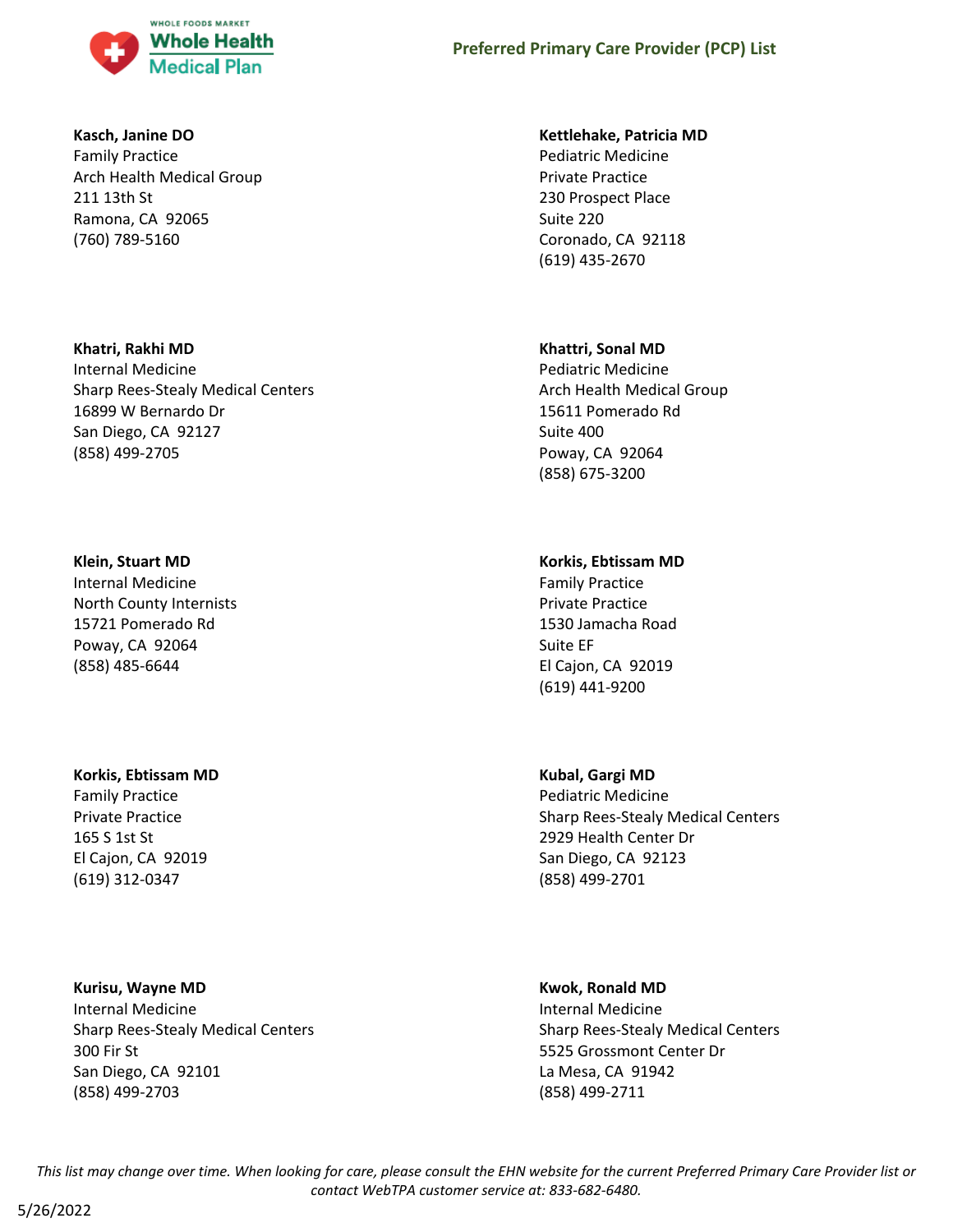**Kasch, Janine DO**
Family Practice
Arch Health Medical Group
211 13th St
Ramona, CA 92065
(760) 789-5160

**Kettlehake, Patricia MD**
Pediatric Medicine
Private Practice
230 Prospect Place
Suite 220
Coronado, CA 92118
(619) 435-2670

**Khatri, Rakhi MD**
Internal Medicine
Sharp Rees-Stealy Medical Centers
16899 W Bernardo Dr
San Diego, CA 92127
(858) 499-2705

**Khattri, Sonal MD**
Pediatric Medicine
Arch Health Medical Group
15611 Pomerado Rd
Suite 400
Poway, CA 92064
(858) 675-3200

**Klein, Stuart MD**
Internal Medicine
North County Internists
15721 Pomerado Rd
Poway, CA 92064
(858) 485-6644

**Korkis, Ebtissam MD**
Family Practice
Private Practice
1530 Jamacha Road
Suite EF
El Cajon, CA 92019
(619) 441-9200

**Korkis, Ebtissam MD**
Family Practice
Private Practice
165 S 1st St
El Cajon, CA 92019
(619) 312-0347

**Kubal, Gargi MD**
Pediatric Medicine
Sharp Rees-Stealy Medical Centers
2929 Health Center Dr
San Diego, CA 92123
(858) 499-2701

**Kurisu, Wayne MD**
Internal Medicine
Sharp Rees-Stealy Medical Centers
300 Fir St
San Diego, CA 92101
(858) 499-2703

**Kwok, Ronald MD**
Internal Medicine
Sharp Rees-Stealy Medical Centers
5525 Grossmont Center Dr
La Mesa, CA 91942
(858) 499-2711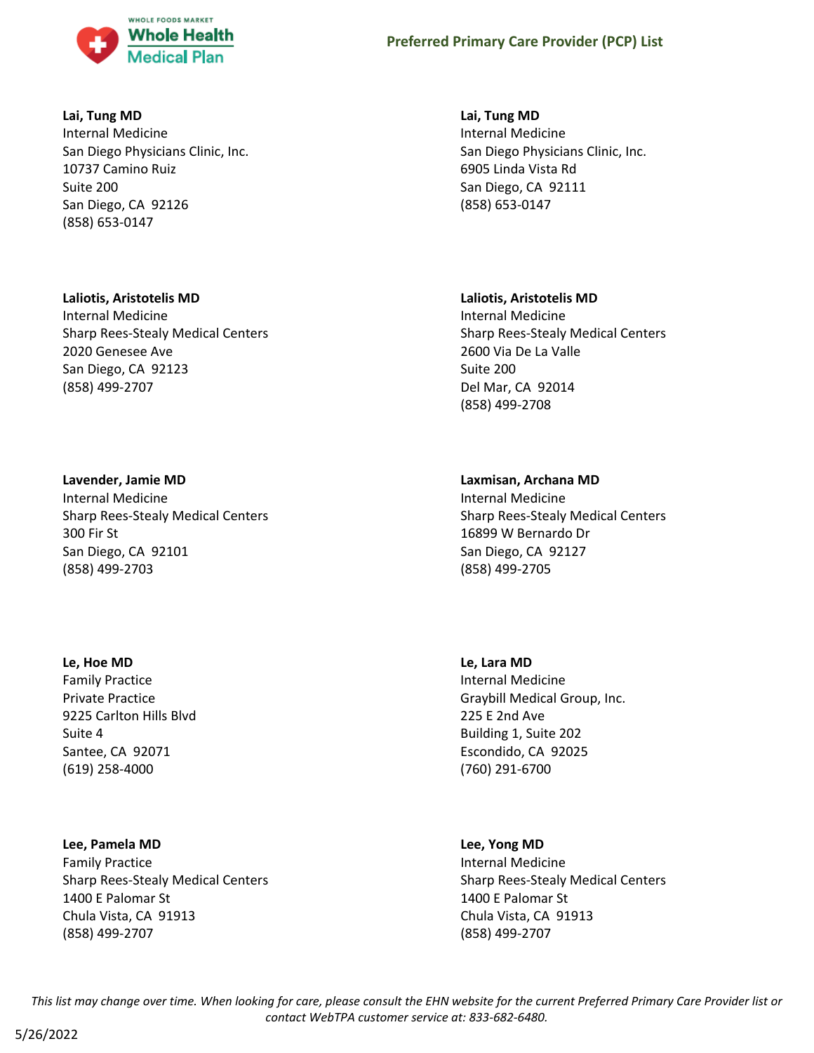**Lai, Tung MD**
Internal Medicine
San Diego Physicians Clinic, Inc.
10737 Camino Ruiz
Suite 200
San Diego, CA 92126
(858) 653-0147

**Lai, Tung MD**
Internal Medicine
San Diego Physicians Clinic, Inc.
6905 Linda Vista Rd
San Diego, CA 92111
(858) 653-0147

**Laliotis, Aristotelis MD**
Internal Medicine
Sharp Rees-Stealy Medical Centers
2020 Genesee Ave
San Diego, CA 92123
(858) 499-2707

**Laliotis, Aristotelis MD**
Internal Medicine
Sharp Rees-Stealy Medical Centers
2600 Via De La Valle
Suite 200
Del Mar, CA 92014
(858) 499-2708

**Lavender, Jamie MD**
Internal Medicine
Sharp Rees-Stealy Medical Centers
300 Fir St
San Diego, CA 92101
(858) 499-2703

**Laxmisan, Archana MD**
Internal Medicine
Sharp Rees-Stealy Medical Centers
16899 W Bernardo Dr
San Diego, CA 92127
(858) 499-2705

**Le, Hoe MD**
Family Practice
Private Practice
9225 Carlton Hills Blvd
Suite 4
Santee, CA 92071
(619) 258-4000

**Le, Lara MD**
Internal Medicine
Graybill Medical Group, Inc.
225 E 2nd Ave
Building 1, Suite 202
Escondido, CA 92025
(760) 291-6700

**Lee, Pamela MD**
Family Practice
Sharp Rees-Stealy Medical Centers
1400 E Palomar St
Chula Vista, CA 91913
(858) 499-2707

**Lee, Yong MD**
Internal Medicine
Sharp Rees-Stealy Medical Centers
1400 E Palomar St
Chula Vista, CA 91913
(858) 499-2707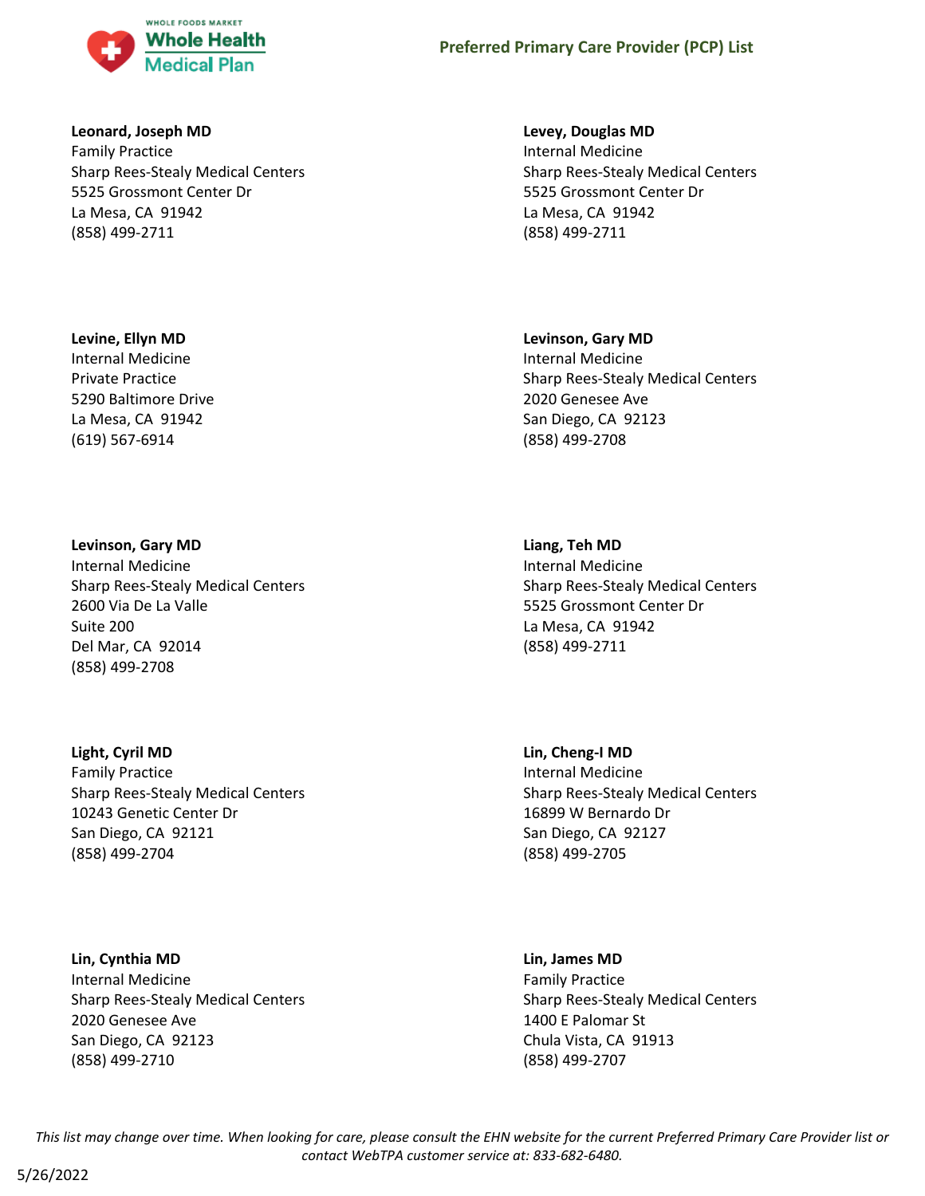**Leonard, Joseph MD**
Family Practice
Sharp Rees-Stealy Medical Centers
5525 Grossmont Center Dr
La Mesa, CA 91942
(858) 499-2711

**Levey, Douglas MD**
Internal Medicine
Sharp Rees-Stealy Medical Centers
5525 Grossmont Center Dr
La Mesa, CA 91942
(858) 499-2711

**Levine, Ellyn MD**
Internal Medicine
Private Practice
5290 Baltimore Drive
La Mesa, CA 91942
(619) 567-6914

**Levinson, Gary MD**
Internal Medicine
Sharp Rees-Stealy Medical Centers
2020 Genesee Ave
San Diego, CA 92123
(858) 499-2708

**Levinson, Gary MD**
Internal Medicine
Sharp Rees-Stealy Medical Centers
2600 Via De La Valle
Suite 200
Del Mar, CA 92014
(858) 499-2708

**Liang, Teh MD**
Internal Medicine
Sharp Rees-Stealy Medical Centers
5525 Grossmont Center Dr
La Mesa, CA 91942
(858) 499-2711

**Light, Cyril MD**
Family Practice
Sharp Rees-Stealy Medical Centers
10243 Genetic Center Dr
San Diego, CA 92121
(858) 499-2704

**Lin, Cheng-I MD**
Internal Medicine
Sharp Rees-Stealy Medical Centers
16899 W Bernardo Dr
San Diego, CA 92127
(858) 499-2705

**Lin, Cynthia MD**
Internal Medicine
Sharp Rees-Stealy Medical Centers
2020 Genesee Ave
San Diego, CA 92123
(858) 499-2710

**Lin, James MD**
Family Practice
Sharp Rees-Stealy Medical Centers
1400 E Palomar St
Chula Vista, CA 91913
(858) 499-2707

*This list may change over time. When looking for care, please consult the EHN website for the current Preferred Primary Care Provider list or contact WebTPA customer service at: 833-682-6480.*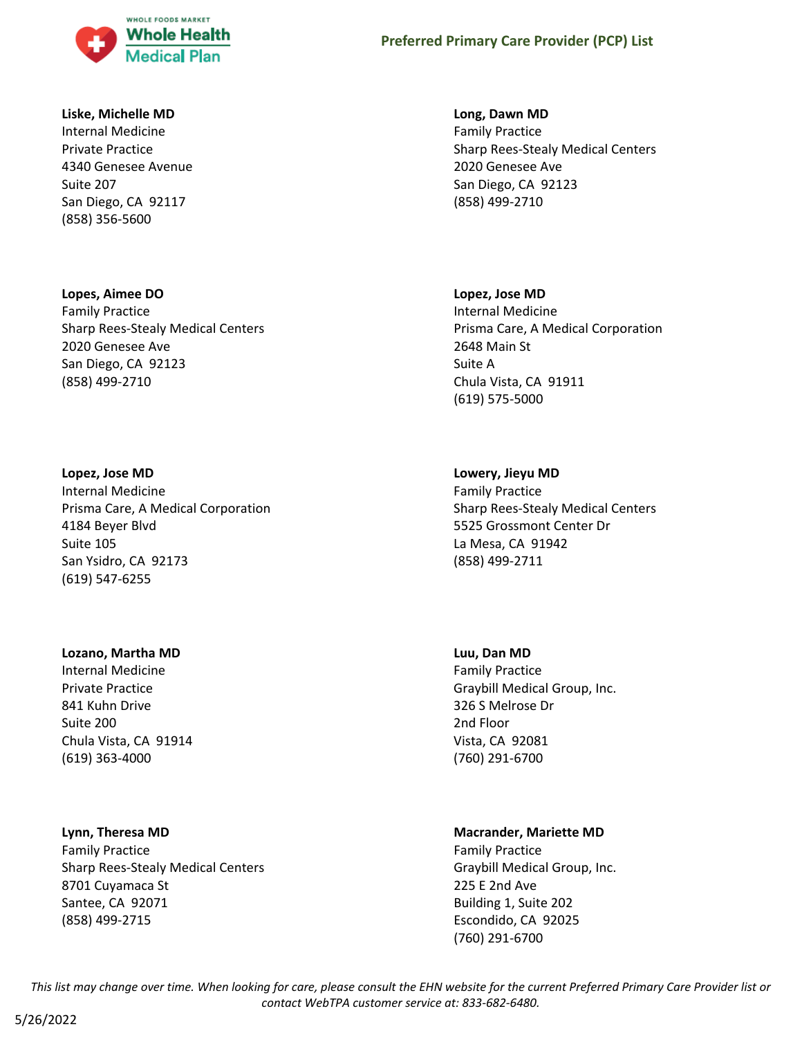**Liske, Michelle MD**
Internal Medicine
Private Practice
4340 Genesee Avenue
Suite 207
San Diego, CA 92117
(858) 356-5600

**Long, Dawn MD**
Family Practice
Sharp Rees-Stealy Medical Centers
2020 Genesee Ave
San Diego, CA 92123
(858) 499-2710

**Lopes, Aimee DO**
Family Practice
Sharp Rees-Stealy Medical Centers
2020 Genesee Ave
San Diego, CA 92123
(858) 499-2710

**Lopez, Jose MD**
Internal Medicine
Prisma Care, A Medical Corporation
2648 Main St
Suite A
Chula Vista, CA 91911
(619) 575-5000

**Lopez, Jose MD**
Internal Medicine
Prisma Care, A Medical Corporation
4184 Beyer Blvd
Suite 105
San Ysidro, CA 92173
(619) 547-6255

**Lowery, Jieyu MD**
Family Practice
Sharp Rees-Stealy Medical Centers
5525 Grossmont Center Dr
La Mesa, CA 91942
(858) 499-2711

**Lozano, Martha MD**
Internal Medicine
Private Practice
841 Kuhn Drive
Suite 200
Chula Vista, CA 91914
(619) 363-4000

**Luu, Dan MD**
Family Practice
Graybill Medical Group, Inc.
326 S Melrose Dr
2nd Floor
Vista, CA 92081
(760) 291-6700

**Lynn, Theresa MD**
Family Practice
Sharp Rees-Stealy Medical Centers
8701 Cuyamaca St
Santee, CA 92071
(858) 499-2715

**Macrander, Mariette MD**
Family Practice
Graybill Medical Group, Inc.
225 E 2nd Ave
Building 1, Suite 202
Escondido, CA 92025
(760) 291-6700

*This list may change over time. When looking for care, please consult the EHN website for the current Preferred Primary Care Provider list or contact WebTPA customer service at: 833-682-6480.*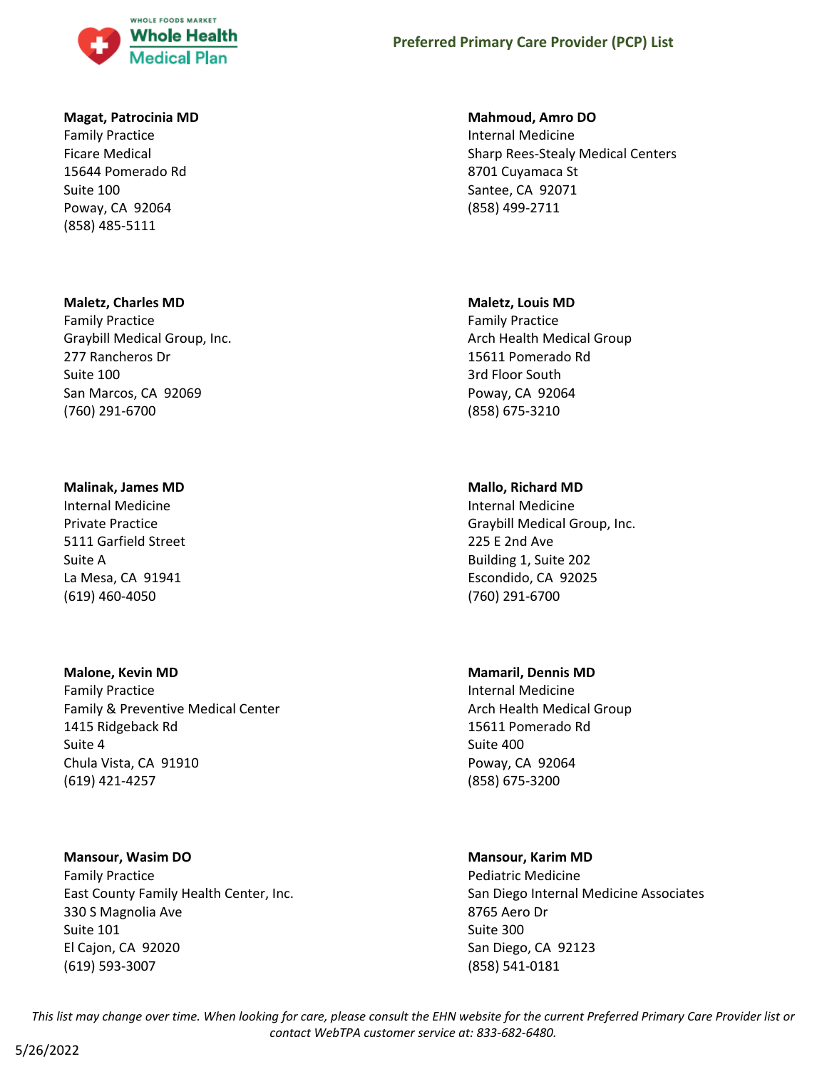**Magat, Patrocinia MD**
Family Practice
Ficare Medical
15644 Pomerado Rd
Suite 100
Poway, CA 92064
(858) 485-5111

**Mahmoud, Amro DO**
Internal Medicine
Sharp Rees-Stealy Medical Centers
8701 Cuyamaca St
Santee, CA 92071
(858) 499-2711

**Maletz, Charles MD**
Family Practice
Graybill Medical Group, Inc.
277 Rancheros Dr
Suite 100
San Marcos, CA 92069
(760) 291-6700

**Maletz, Louis MD**
Family Practice
Arch Health Medical Group
15611 Pomerado Rd
3rd Floor South
Poway, CA 92064
(858) 675-3210

**Malinak, James MD**
Internal Medicine
Private Practice
5111 Garfield Street
Suite A
La Mesa, CA 91941
(619) 460-4050

**Mallo, Richard MD**
Internal Medicine
Graybill Medical Group, Inc.
225 E 2nd Ave
Building 1, Suite 202
Escondido, CA 92025
(760) 291-6700

**Malone, Kevin MD**
Family Practice
Family & Preventive Medical Center
1415 Ridgeback Rd
Suite 4
Chula Vista, CA 91910
(619) 421-4257

**Mamaril, Dennis MD**
Internal Medicine
Arch Health Medical Group
15611 Pomerado Rd
Suite 400
Poway, CA 92064
(858) 675-3200

**Mansour, Wasim DO**
Family Practice
East County Family Health Center, Inc.
330 S Magnolia Ave
Suite 101
El Cajon, CA 92020
(619) 593-3007

**Mansour, Karim MD**
Pediatric Medicine
San Diego Internal Medicine Associates
8765 Aero Dr
Suite 300
San Diego, CA 92123
(858) 541-0181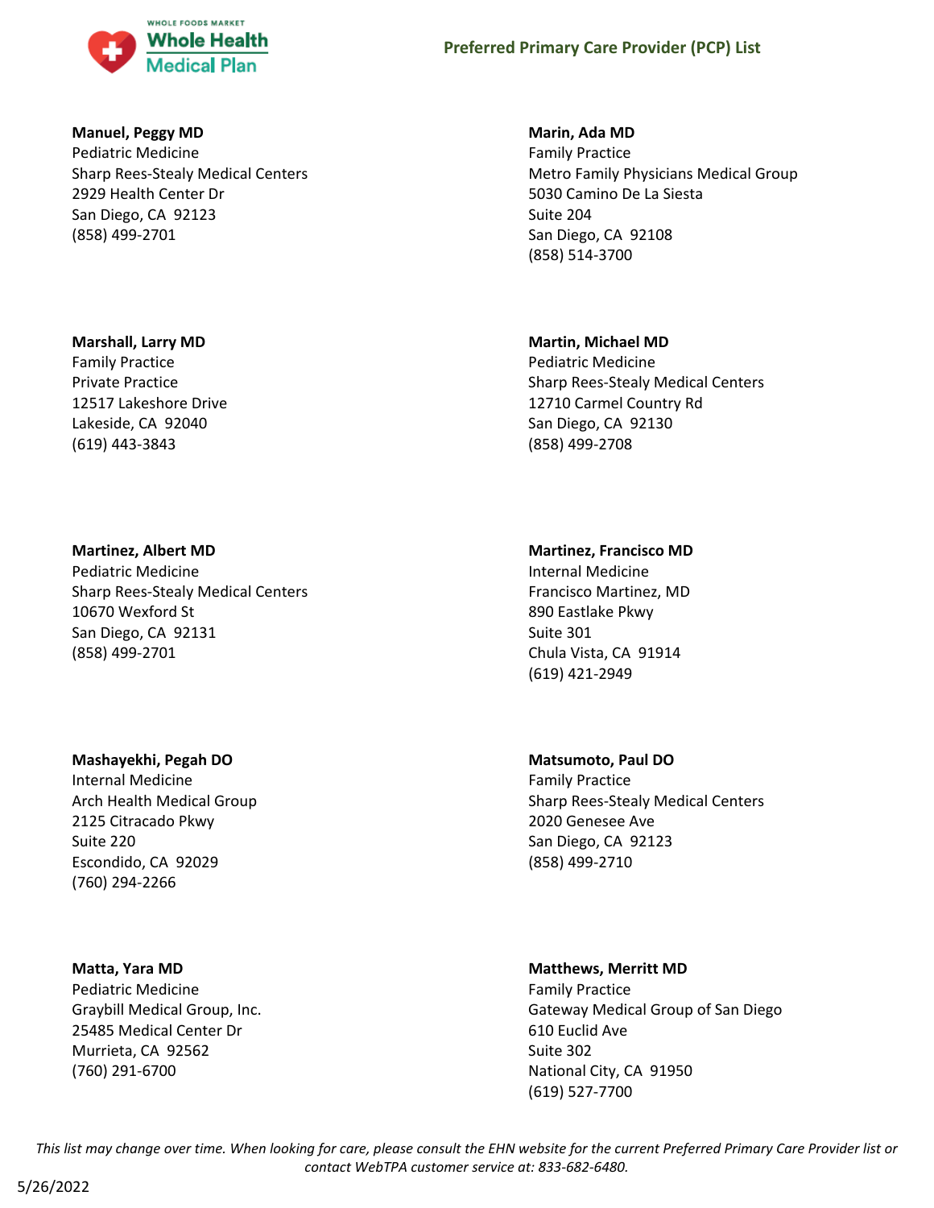## Preferred Primary Care Provider (PCP) List

**Manuel, Peggy MD**
Pediatric Medicine
Sharp Rees-Stealy Medical Centers
2929 Health Center Dr
San Diego, CA 92123
(858) 499-2701

**Marin, Ada MD**
Family Practice
Metro Family Physicians Medical Group
5030 Camino De La Siesta
Suite 204
San Diego, CA 92108
(858) 514-3700

**Marshall, Larry MD**
Family Practice
Private Practice
12517 Lakeshore Drive
Lakeside, CA 92040
(619) 443-3843

**Martin, Michael MD**
Pediatric Medicine
Sharp Rees-Stealy Medical Centers
12710 Carmel Country Rd
San Diego, CA 92130
(858) 499-2708

**Martinez, Albert MD**
Pediatric Medicine
Sharp Rees-Stealy Medical Centers
10670 Wexford St
San Diego, CA 92131
(858) 499-2701

**Martinez, Francisco MD**
Internal Medicine
Francisco Martinez, MD
890 Eastlake Pkwy
Suite 301
Chula Vista, CA 91914
(619) 421-2949

**Mashayekhi, Pegah DO**
Internal Medicine
Arch Health Medical Group
2125 Citracado Pkwy
Suite 220
Escondido, CA 92029
(760) 294-2266

**Matsumoto, Paul DO**
Family Practice
Sharp Rees-Stealy Medical Centers
2020 Genesee Ave
San Diego, CA 92123
(858) 499-2710

**Matta, Yara MD**
Pediatric Medicine
Graybill Medical Group, Inc.
25485 Medical Center Dr
Murrieta, CA 92562
(760) 291-6700

**Matthews, Merritt MD**
Family Practice
Gateway Medical Group of San Diego
610 Euclid Ave
Suite 302
National City, CA 91950
(619) 527-7700

*This list may change over time. When looking for care, please consult the EHN website for the current Preferred Primary Care Provider list or contact WebTPA customer service at: 833-682-6480.*

5/26/2022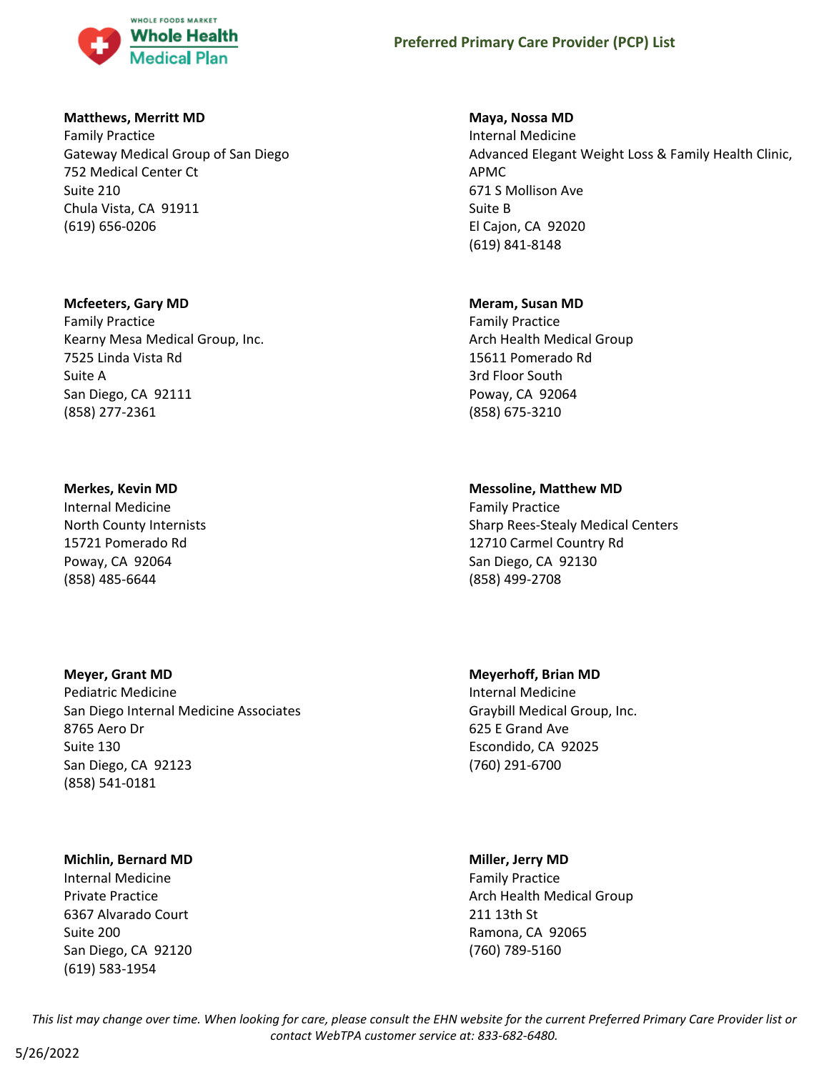**Matthews, Merritt MD**
Family Practice
Gateway Medical Group of San Diego
752 Medical Center Ct
Suite 210
Chula Vista, CA 91911
(619) 656-0206

**Maya, Nossa MD**
Internal Medicine
Advanced Elegant Weight Loss & Family Health Clinic, APMC
671 S Mollison Ave
Suite B
El Cajon, CA 92020
(619) 841-8148

**Mcfeeters, Gary MD**
Family Practice
Kearny Mesa Medical Group, Inc.
7525 Linda Vista Rd
Suite A
San Diego, CA 92111
(858) 277-2361

**Meram, Susan MD**
Family Practice
Arch Health Medical Group
15611 Pomerado Rd
3rd Floor South
Poway, CA 92064
(858) 675-3210

**Merkes, Kevin MD**
Internal Medicine
North County Internists
15721 Pomerado Rd
Poway, CA 92064
(858) 485-6644

**Messoline, Matthew MD**
Family Practice
Sharp Rees-Stealy Medical Centers
12710 Carmel Country Rd
San Diego, CA 92130
(858) 499-2708

**Meyer, Grant MD**
Pediatric Medicine
San Diego Internal Medicine Associates
8765 Aero Dr
Suite 130
San Diego, CA 92123
(858) 541-0181

**Meyerhoff, Brian MD**
Internal Medicine
Graybill Medical Group, Inc.
625 E Grand Ave
Escondido, CA 92025
(760) 291-6700

**Michlin, Bernard MD**
Internal Medicine
Private Practice
6367 Alvarado Court
Suite 200
San Diego, CA 92120
(619) 583-1954

**Miller, Jerry MD**
Family Practice
Arch Health Medical Group
211 13th St
Ramona, CA 92065
(760) 789-5160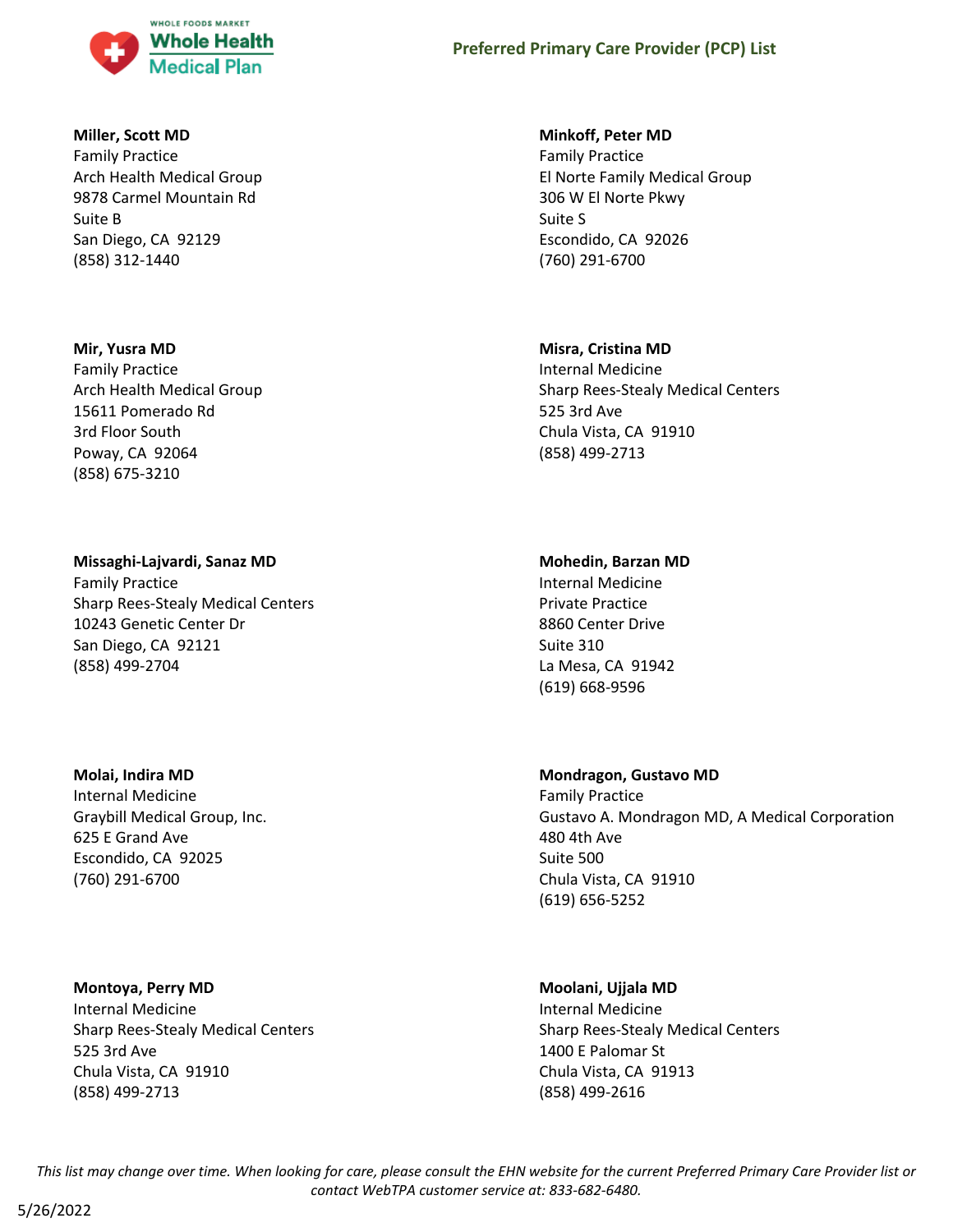**Miller, Scott MD**
Family Practice
Arch Health Medical Group
9878 Carmel Mountain Rd
Suite B
San Diego, CA 92129
(858) 312-1440

**Minkoff, Peter MD**
Family Practice
El Norte Family Medical Group
306 W El Norte Pkwy
Suite S
Escondido, CA 92026
(760) 291-6700

**Mir, Yusra MD**
Family Practice
Arch Health Medical Group
15611 Pomerado Rd
3rd Floor South
Poway, CA 92064
(858) 675-3210

**Misra, Cristina MD**
Internal Medicine
Sharp Rees-Stealy Medical Centers
525 3rd Ave
Chula Vista, CA 91910
(858) 499-2713

**Missaghi-Lajvardi, Sanaz MD**
Family Practice
Sharp Rees-Stealy Medical Centers
10243 Genetic Center Dr
San Diego, CA 92121
(858) 499-2704

**Mohedin, Barzan MD**
Internal Medicine
Private Practice
8860 Center Drive
Suite 310
La Mesa, CA 91942
(619) 668-9596

**Molai, Indira MD**
Internal Medicine
Graybill Medical Group, Inc.
625 E Grand Ave
Escondido, CA 92025
(760) 291-6700

**Mondragon, Gustavo MD**
Family Practice
Gustavo A. Mondragon MD, A Medical Corporation
480 4th Ave
Suite 500
Chula Vista, CA 91910
(619) 656-5252

**Montoya, Perry MD**
Internal Medicine
Sharp Rees-Stealy Medical Centers
525 3rd Ave
Chula Vista, CA 91910
(858) 499-2713

**Moolani, Ujjala MD**
Internal Medicine
Sharp Rees-Stealy Medical Centers
1400 E Palomar St
Chula Vista, CA 91913
(858) 499-2616

*This list may change over time. When looking for care, please consult the EHN website for the current Preferred Primary Care Provider list or contact WebTPA customer service at: 833-682-6480.*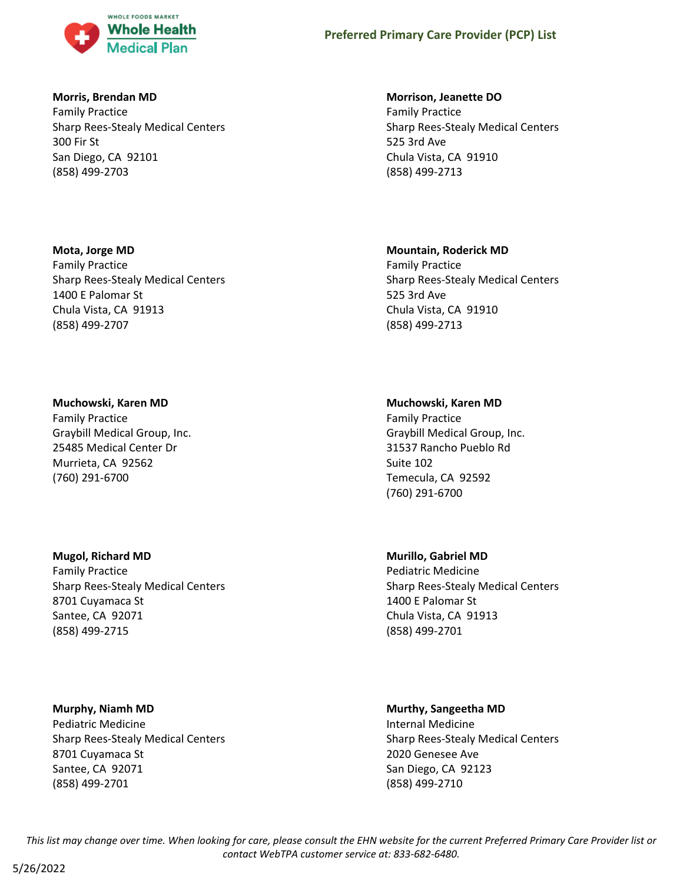**Morris, Brendan MD**
Family Practice
Sharp Rees-Stealy Medical Centers
300 Fir St
San Diego, CA 92101
(858) 499-2703

**Morrison, Jeanette DO**
Family Practice
Sharp Rees-Stealy Medical Centers
525 3rd Ave
Chula Vista, CA 91910
(858) 499-2713

**Mota, Jorge MD**
Family Practice
Sharp Rees-Stealy Medical Centers
1400 E Palomar St
Chula Vista, CA 91913
(858) 499-2707

**Mountain, Roderick MD**
Family Practice
Sharp Rees-Stealy Medical Centers
525 3rd Ave
Chula Vista, CA 91910
(858) 499-2713

**Muchowski, Karen MD**
Family Practice
Graybill Medical Group, Inc.
25485 Medical Center Dr
Murrieta, CA 92562
(760) 291-6700

**Muchowski, Karen MD**
Family Practice
Graybill Medical Group, Inc.
31537 Rancho Pueblo Rd
Suite 102
Temecula, CA 92592
(760) 291-6700

**Mugol, Richard MD**
Family Practice
Sharp Rees-Stealy Medical Centers
8701 Cuyamaca St
Santee, CA 92071
(858) 499-2715

**Murillo, Gabriel MD**
Pediatric Medicine
Sharp Rees-Stealy Medical Centers
1400 E Palomar St
Chula Vista, CA 91913
(858) 499-2701

**Murphy, Niamh MD**
Pediatric Medicine
Sharp Rees-Stealy Medical Centers
8701 Cuyamaca St
Santee, CA 92071
(858) 499-2701

**Murthy, Sangeetha MD**
Internal Medicine
Sharp Rees-Stealy Medical Centers
2020 Genesee Ave
San Diego, CA 92123
(858) 499-2710

*This list may change over time. When looking for care, please consult the EHN website for the current Preferred Primary Care Provider list or contact WebTPA customer service at: 833-682-6480.*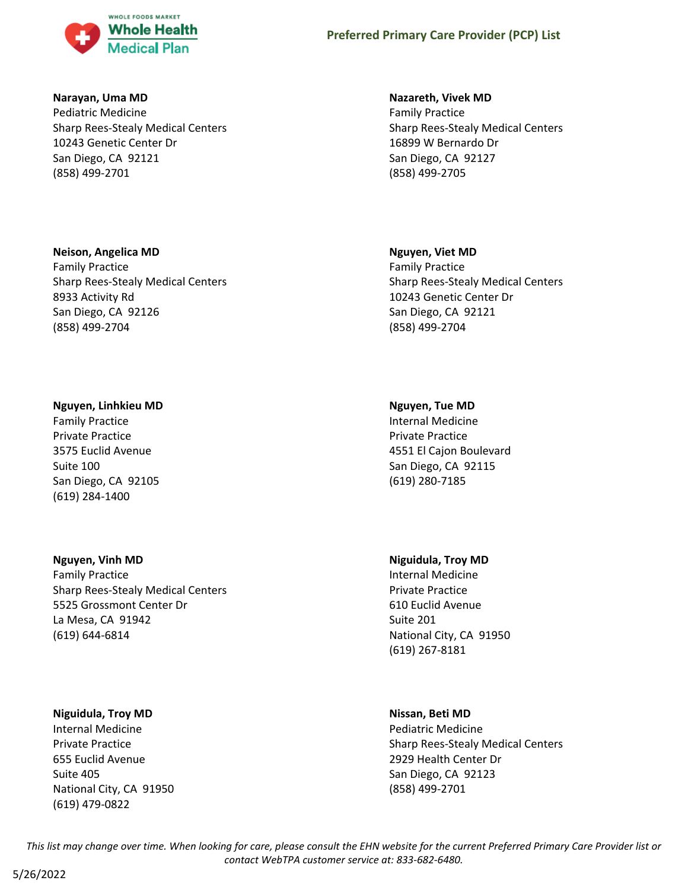**Narayan, Uma MD**
Pediatric Medicine
Sharp Rees-Stealy Medical Centers
10243 Genetic Center Dr
San Diego, CA 92121
(858) 499-2701

**Nazareth, Vivek MD**
Family Practice
Sharp Rees-Stealy Medical Centers
16899 W Bernardo Dr
San Diego, CA 92127
(858) 499-2705

**Neison, Angelica MD**
Family Practice
Sharp Rees-Stealy Medical Centers
8933 Activity Rd
San Diego, CA 92126
(858) 499-2704

**Nguyen, Viet MD**
Family Practice
Sharp Rees-Stealy Medical Centers
10243 Genetic Center Dr
San Diego, CA 92121
(858) 499-2704

**Nguyen, Linhkieu MD**
Family Practice
Private Practice
3575 Euclid Avenue
Suite 100
San Diego, CA 92105
(619) 284-1400

**Nguyen, Tue MD**
Internal Medicine
Private Practice
4551 El Cajon Boulevard
San Diego, CA 92115
(619) 280-7185

**Nguyen, Vinh MD**
Family Practice
Sharp Rees-Stealy Medical Centers
5525 Grossmont Center Dr
La Mesa, CA 91942
(619) 644-6814

**Niguidula, Troy MD**
Internal Medicine
Private Practice
610 Euclid Avenue
Suite 201
National City, CA 91950
(619) 267-8181

**Niguidula, Troy MD**
Internal Medicine
Private Practice
655 Euclid Avenue
Suite 405
National City, CA 91950
(619) 479-0822

**Nissan, Beti MD**
Pediatric Medicine
Sharp Rees-Stealy Medical Centers
2929 Health Center Dr
San Diego, CA 92123
(858) 499-2701

*This list may change over time. When looking for care, please consult the EHN website for the current Preferred Primary Care Provider list or contact WebTPA customer service at: 833-682-6480.*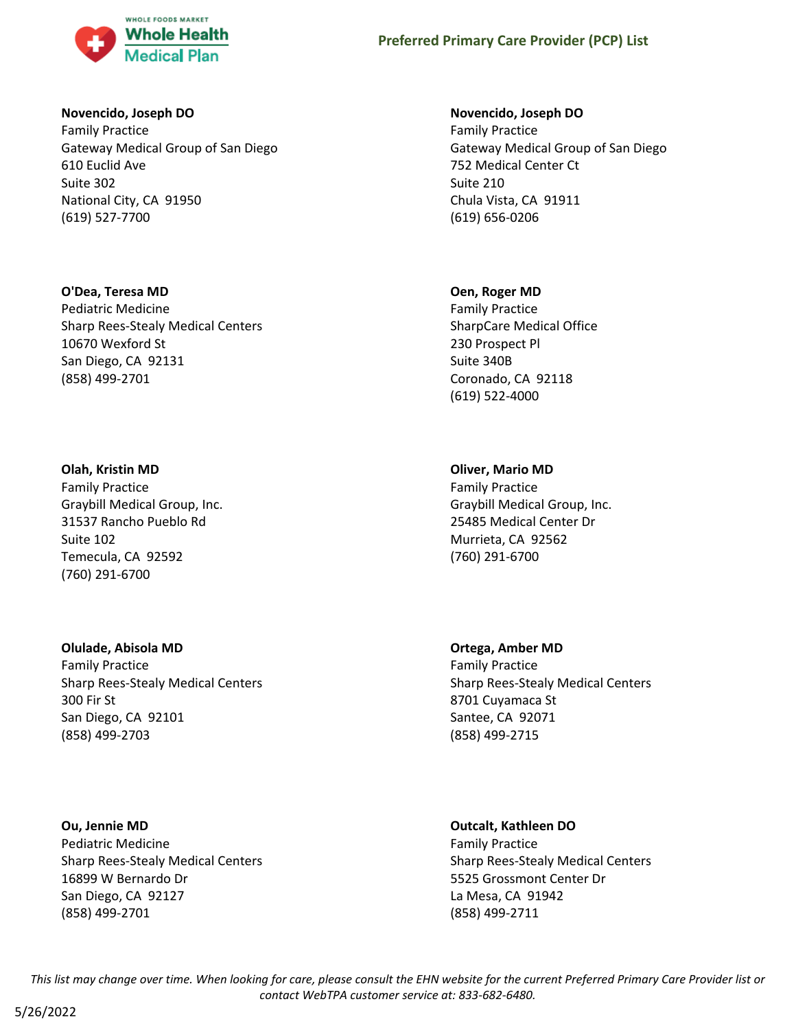**Novencido, Joseph DO**
Family Practice
Gateway Medical Group of San Diego
610 Euclid Ave
Suite 302
National City, CA 91950
(619) 527-7700

**Novencido, Joseph DO**
Family Practice
Gateway Medical Group of San Diego
752 Medical Center Ct
Suite 210
Chula Vista, CA 91911
(619) 656-0206

**O'Dea, Teresa MD**
Pediatric Medicine
Sharp Rees-Stealy Medical Centers
10670 Wexford St
San Diego, CA 92131
(858) 499-2701

**Oen, Roger MD**
Family Practice
SharpCare Medical Office
230 Prospect Pl
Suite 340B
Coronado, CA 92118
(619) 522-4000

**Olah, Kristin MD**
Family Practice
Graybill Medical Group, Inc.
31537 Rancho Pueblo Rd
Suite 102
Temecula, CA 92592
(760) 291-6700

**Oliver, Mario MD**
Family Practice
Graybill Medical Group, Inc.
25485 Medical Center Dr
Murrieta, CA 92562
(760) 291-6700

**Olulade, Abisola MD**
Family Practice
Sharp Rees-Stealy Medical Centers
300 Fir St
San Diego, CA 92101
(858) 499-2703

**Ortega, Amber MD**
Family Practice
Sharp Rees-Stealy Medical Centers
8701 Cuyamaca St
Santee, CA 92071
(858) 499-2715

**Ou, Jennie MD**
Pediatric Medicine
Sharp Rees-Stealy Medical Centers
16899 W Bernardo Dr
San Diego, CA 92127
(858) 499-2701

**Outcalt, Kathleen DO**
Family Practice
Sharp Rees-Stealy Medical Centers
5525 Grossmont Center Dr
La Mesa, CA 91942
(858) 499-2711

*This list may change over time. When looking for care, please consult the EHN website for the current Preferred Primary Care Provider list or contact WebTPA customer service at: 833-682-6480.*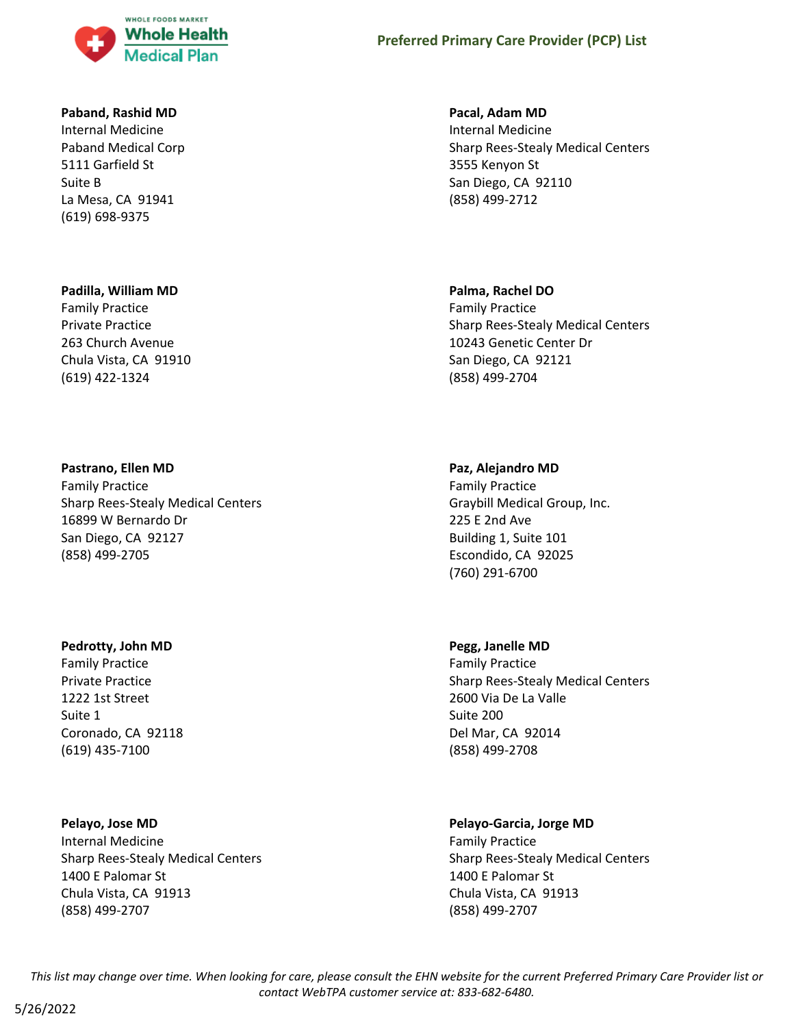**Paband, Rashid MD**
Internal Medicine
Paband Medical Corp
5111 Garfield St
Suite B
La Mesa, CA 91941
(619) 698-9375

**Pacal, Adam MD**
Internal Medicine
Sharp Rees-Stealy Medical Centers
3555 Kenyon St
San Diego, CA 92110
(858) 499-2712

**Padilla, William MD**
Family Practice
Private Practice
263 Church Avenue
Chula Vista, CA 91910
(619) 422-1324

**Palma, Rachel DO**
Family Practice
Sharp Rees-Stealy Medical Centers
10243 Genetic Center Dr
San Diego, CA 92121
(858) 499-2704

**Pastrano, Ellen MD**
Family Practice
Sharp Rees-Stealy Medical Centers
16899 W Bernardo Dr
San Diego, CA 92127
(858) 499-2705

**Paz, Alejandro MD**
Family Practice
Graybill Medical Group, Inc.
225 E 2nd Ave
Building 1, Suite 101
Escondido, CA 92025
(760) 291-6700

**Pedrotty, John MD**
Family Practice
Private Practice
1222 1st Street
Suite 1
Coronado, CA 92118
(619) 435-7100

**Pegg, Janelle MD**
Family Practice
Sharp Rees-Stealy Medical Centers
2600 Via De La Valle
Suite 200
Del Mar, CA 92014
(858) 499-2708

**Pelayo, Jose MD**
Internal Medicine
Sharp Rees-Stealy Medical Centers
1400 E Palomar St
Chula Vista, CA 91913
(858) 499-2707

**Pelayo-Garcia, Jorge MD**
Family Practice
Sharp Rees-Stealy Medical Centers
1400 E Palomar St
Chula Vista, CA 91913
(858) 499-2707

*This list may change over time. When looking for care, please consult the EHN website for the current Preferred Primary Care Provider list or contact WebTPA customer service at: 833-682-6480.*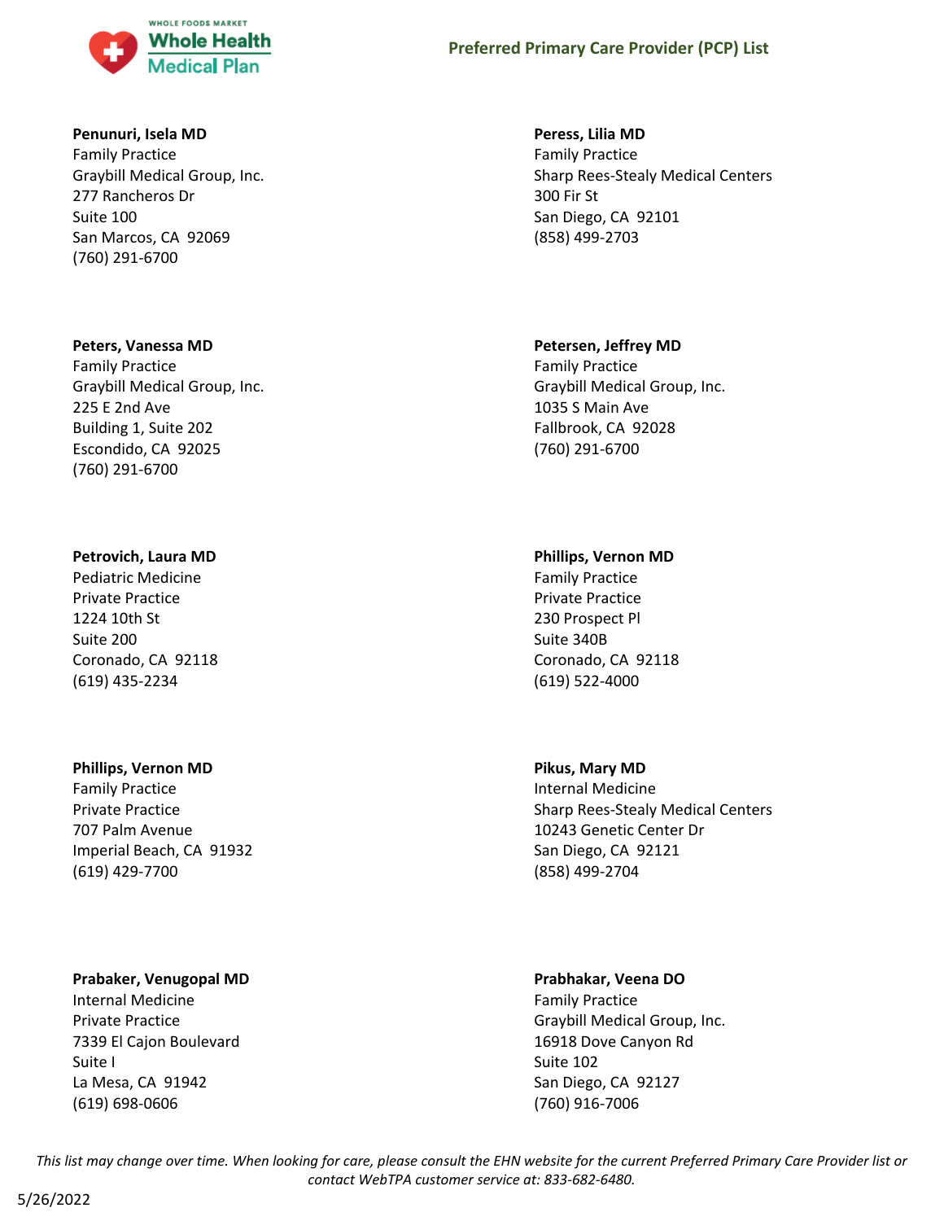**Penunuri, Isela MD**
Family Practice
Graybill Medical Group, Inc.
277 Rancheros Dr
Suite 100
San Marcos, CA 92069
(760) 291-6700

**Peress, Lilia MD**
Family Practice
Sharp Rees-Stealy Medical Centers
300 Fir St
San Diego, CA 92101
(858) 499-2703

**Peters, Vanessa MD**
Family Practice
Graybill Medical Group, Inc.
225 E 2nd Ave
Building 1, Suite 202
Escondido, CA 92025
(760) 291-6700

**Petersen, Jeffrey MD**
Family Practice
Graybill Medical Group, Inc.
1035 S Main Ave
Fallbrook, CA 92028
(760) 291-6700

**Petrovich, Laura MD**
Pediatric Medicine
Private Practice
1224 10th St
Suite 200
Coronado, CA 92118
(619) 435-2234

**Phillips, Vernon MD**
Family Practice
Private Practice
230 Prospect Pl
Suite 340B
Coronado, CA 92118
(619) 522-4000

**Phillips, Vernon MD**
Family Practice
Private Practice
707 Palm Avenue
Imperial Beach, CA 91932
(619) 429-7700

**Pikus, Mary MD**
Internal Medicine
Sharp Rees-Stealy Medical Centers
10243 Genetic Center Dr
San Diego, CA 92121
(858) 499-2704

**Prabaker, Venugopal MD**
Internal Medicine
Private Practice
7339 El Cajon Boulevard
Suite I
La Mesa, CA 91942
(619) 698-0606

**Prabhakar, Veena DO**
Family Practice
Graybill Medical Group, Inc.
16918 Dove Canyon Rd
Suite 102
San Diego, CA 92127
(760) 916-7006

*This list may change over time. When looking for care, please consult the EHN website for the current Preferred Primary Care Provider list or contact WebTPA customer service at: 833-682-6480.*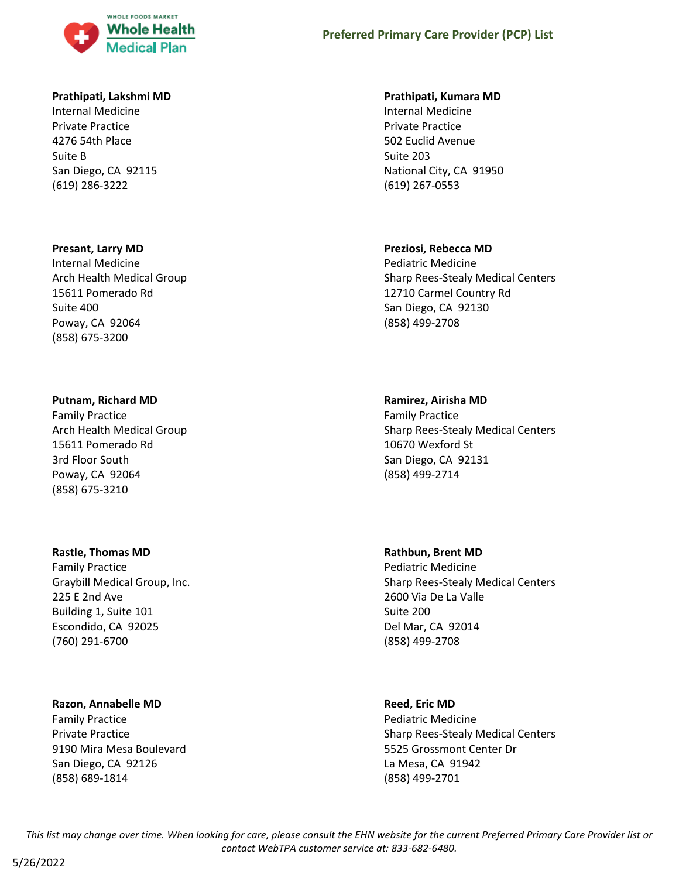**Prathipati, Lakshmi MD**
Internal Medicine
Private Practice
4276 54th Place
Suite B
San Diego, CA 92115
(619) 286-3222

**Prathipati, Kumara MD**
Internal Medicine
Private Practice
502 Euclid Avenue
Suite 203
National City, CA 91950
(619) 267-0553

**Presant, Larry MD**
Internal Medicine
Arch Health Medical Group
15611 Pomerado Rd
Suite 400
Poway, CA 92064
(858) 675-3200

**Preziosi, Rebecca MD**
Pediatric Medicine
Sharp Rees-Stealy Medical Centers
12710 Carmel Country Rd
San Diego, CA 92130
(858) 499-2708

**Putnam, Richard MD**
Family Practice
Arch Health Medical Group
15611 Pomerado Rd
3rd Floor South
Poway, CA 92064
(858) 675-3210

**Ramirez, Airisha MD**
Family Practice
Sharp Rees-Stealy Medical Centers
10670 Wexford St
San Diego, CA 92131
(858) 499-2714

**Rastle, Thomas MD**
Family Practice
Graybill Medical Group, Inc.
225 E 2nd Ave
Building 1, Suite 101
Escondido, CA 92025
(760) 291-6700

**Rathbun, Brent MD**
Pediatric Medicine
Sharp Rees-Stealy Medical Centers
2600 Via De La Valle
Suite 200
Del Mar, CA 92014
(858) 499-2708

**Razon, Annabelle MD**
Family Practice
Private Practice
9190 Mira Mesa Boulevard
San Diego, CA 92126
(858) 689-1814

**Reed, Eric MD**
Pediatric Medicine
Sharp Rees-Stealy Medical Centers
5525 Grossmont Center Dr
La Mesa, CA 91942
(858) 499-2701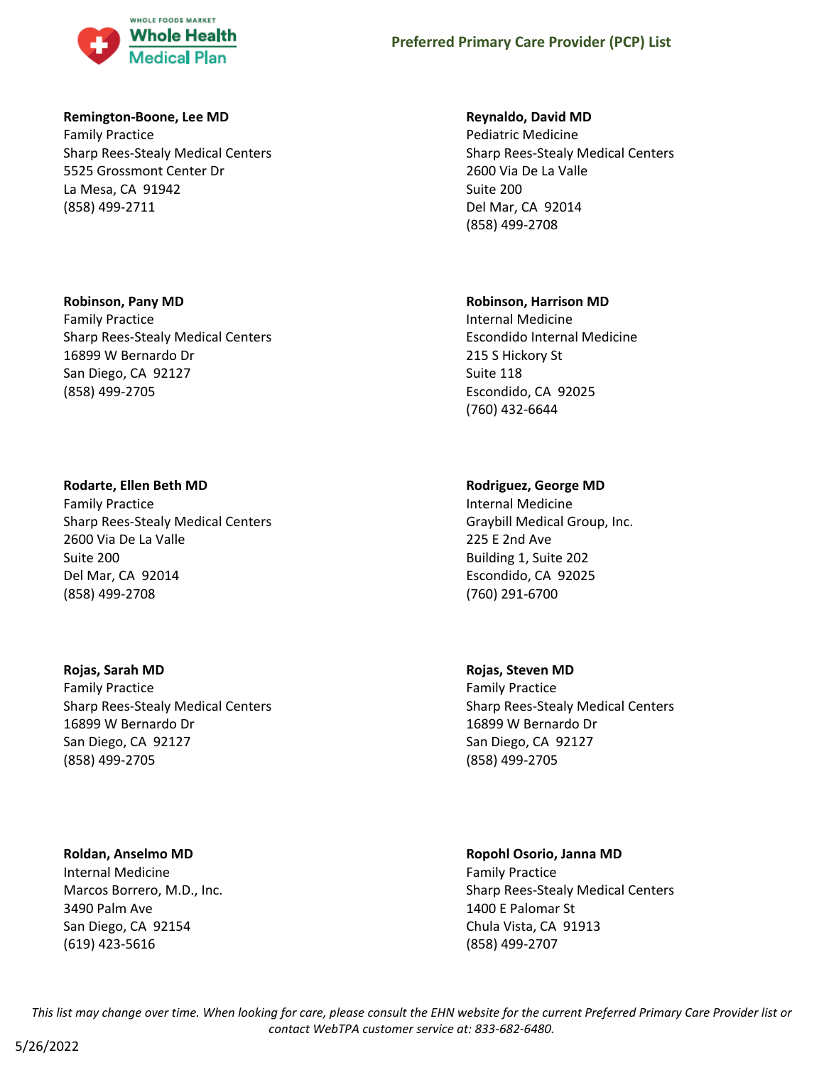**Remington-Boone, Lee MD**
Family Practice
Sharp Rees-Stealy Medical Centers
5525 Grossmont Center Dr
La Mesa, CA 91942
(858) 499-2711

**Reynaldo, David MD**
Pediatric Medicine
Sharp Rees-Stealy Medical Centers
2600 Via De La Valle
Suite 200
Del Mar, CA 92014
(858) 499-2708

**Robinson, Pany MD**
Family Practice
Sharp Rees-Stealy Medical Centers
16899 W Bernardo Dr
San Diego, CA 92127
(858) 499-2705

**Robinson, Harrison MD**
Internal Medicine
Escondido Internal Medicine
215 S Hickory St
Suite 118
Escondido, CA 92025
(760) 432-6644

**Rodarte, Ellen Beth MD**
Family Practice
Sharp Rees-Stealy Medical Centers
2600 Via De La Valle
Suite 200
Del Mar, CA 92014
(858) 499-2708

**Rodriguez, George MD**
Internal Medicine
Graybill Medical Group, Inc.
225 E 2nd Ave
Building 1, Suite 202
Escondido, CA 92025
(760) 291-6700

**Rojas, Sarah MD**
Family Practice
Sharp Rees-Stealy Medical Centers
16899 W Bernardo Dr
San Diego, CA 92127
(858) 499-2705

**Rojas, Steven MD**
Family Practice
Sharp Rees-Stealy Medical Centers
16899 W Bernardo Dr
San Diego, CA 92127
(858) 499-2705

**Roldan, Anselmo MD**
Internal Medicine
Marcos Borrero, M.D., Inc.
3490 Palm Ave
San Diego, CA 92154
(619) 423-5616

**Ropohl Osorio, Janna MD**
Family Practice
Sharp Rees-Stealy Medical Centers
1400 E Palomar St
Chula Vista, CA 91913
(858) 499-2707

*This list may change over time. When looking for care, please consult the EHN website for the current Preferred Primary Care Provider list or contact WebTPA customer service at: 833-682-6480.*

5/26/2022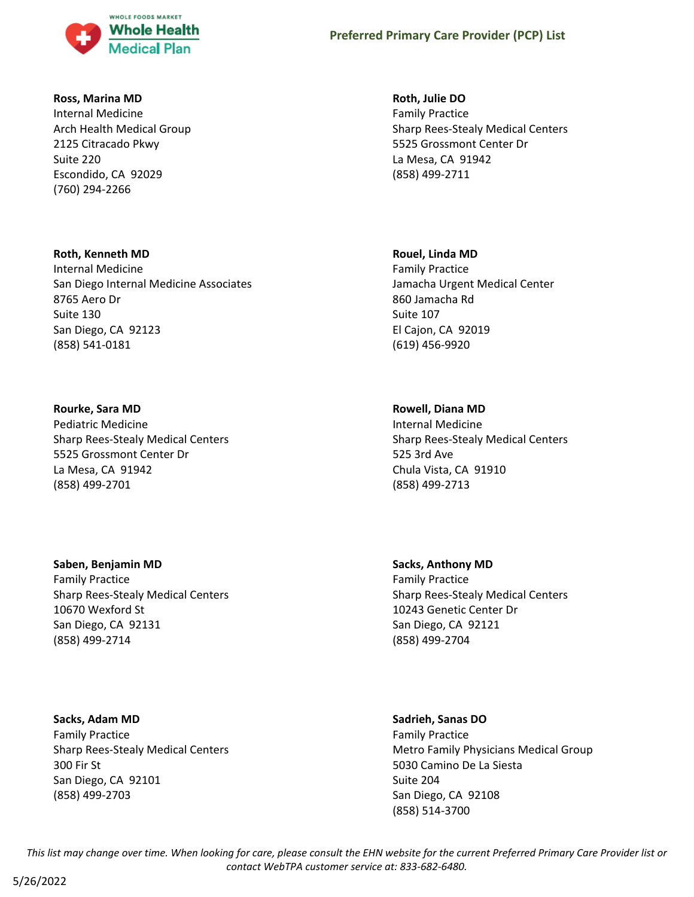**Ross, Marina MD**
Internal Medicine
Arch Health Medical Group
2125 Citracado Pkwy
Suite 220
Escondido, CA 92029
(760) 294-2266

**Roth, Julie DO**
Family Practice
Sharp Rees-Stealy Medical Centers
5525 Grossmont Center Dr
La Mesa, CA 91942
(858) 499-2711

**Roth, Kenneth MD**
Internal Medicine
San Diego Internal Medicine Associates
8765 Aero Dr
Suite 130
San Diego, CA 92123
(858) 541-0181

**Rouel, Linda MD**
Family Practice
Jamacha Urgent Medical Center
860 Jamacha Rd
Suite 107
El Cajon, CA 92019
(619) 456-9920

**Rourke, Sara MD**
Pediatric Medicine
Sharp Rees-Stealy Medical Centers
5525 Grossmont Center Dr
La Mesa, CA 91942
(858) 499-2701

**Rowell, Diana MD**
Internal Medicine
Sharp Rees-Stealy Medical Centers
525 3rd Ave
Chula Vista, CA 91910
(858) 499-2713

**Saben, Benjamin MD**
Family Practice
Sharp Rees-Stealy Medical Centers
10670 Wexford St
San Diego, CA 92131
(858) 499-2714

**Sacks, Anthony MD**
Family Practice
Sharp Rees-Stealy Medical Centers
10243 Genetic Center Dr
San Diego, CA 92121
(858) 499-2704

**Sacks, Adam MD**
Family Practice
Sharp Rees-Stealy Medical Centers
300 Fir St
San Diego, CA 92101
(858) 499-2703

**Sadrieh, Sanas DO**
Family Practice
Metro Family Physicians Medical Group
5030 Camino De La Siesta
Suite 204
San Diego, CA 92108
(858) 514-3700

*This list may change over time. When looking for care, please consult the EHN website for the current Preferred Primary Care Provider list or contact WebTPA customer service at: 833-682-6480.*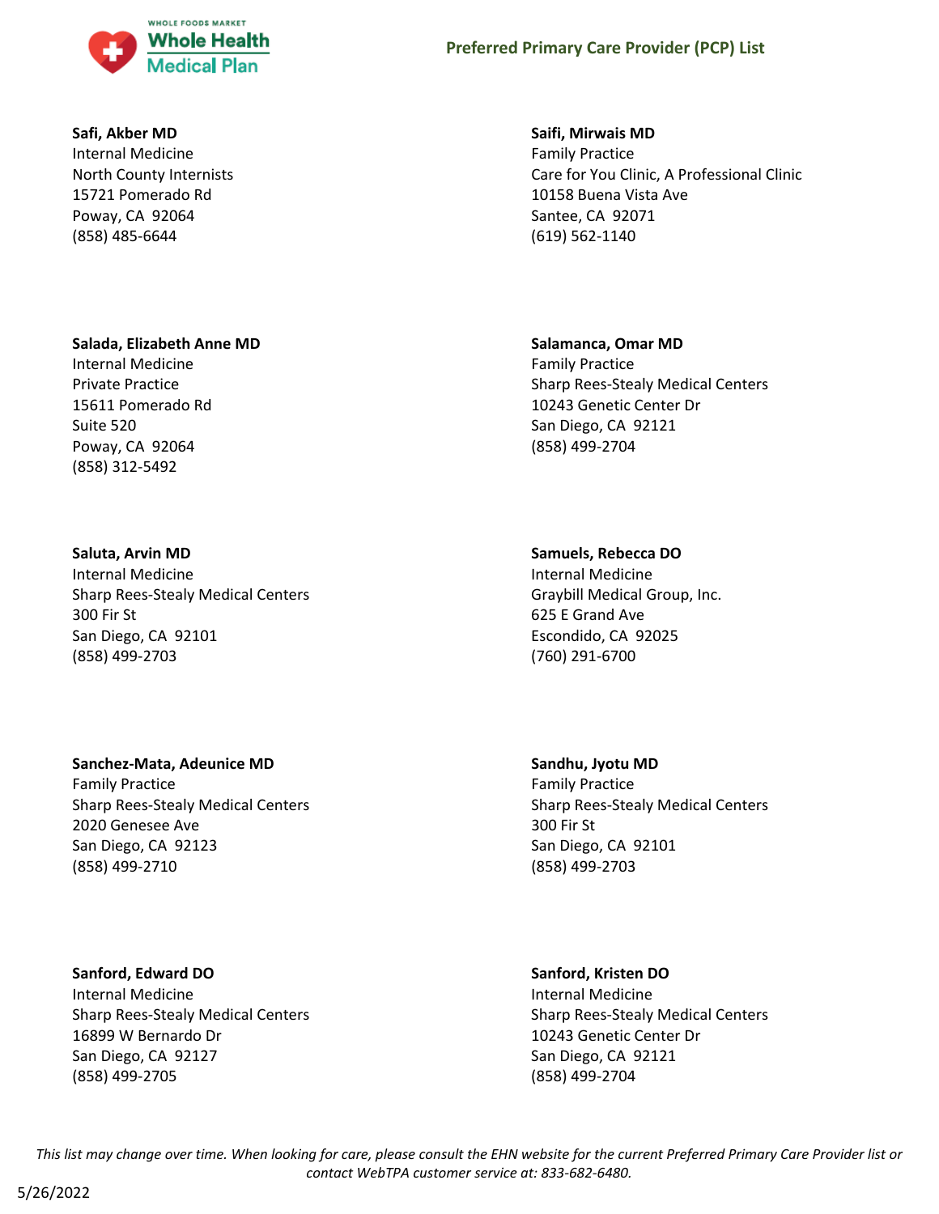**Safi, Akber MD**
Internal Medicine
North County Internists
15721 Pomerado Rd
Poway, CA 92064
(858) 485-6644

**Saifi, Mirwais MD**
Family Practice
Care for You Clinic, A Professional Clinic
10158 Buena Vista Ave
Santee, CA 92071
(619) 562-1140

**Salada, Elizabeth Anne MD**
Internal Medicine
Private Practice
15611 Pomerado Rd
Suite 520
Poway, CA 92064
(858) 312-5492

**Salamanca, Omar MD**
Family Practice
Sharp Rees-Stealy Medical Centers
10243 Genetic Center Dr
San Diego, CA 92121
(858) 499-2704

**Saluta, Arvin MD**
Internal Medicine
Sharp Rees-Stealy Medical Centers
300 Fir St
San Diego, CA 92101
(858) 499-2703

**Samuels, Rebecca DO**
Internal Medicine
Graybill Medical Group, Inc.
625 E Grand Ave
Escondido, CA 92025
(760) 291-6700

**Sanchez-Mata, Adeunice MD**
Family Practice
Sharp Rees-Stealy Medical Centers
2020 Genesee Ave
San Diego, CA 92123
(858) 499-2710

**Sandhu, Jyotu MD**
Family Practice
Sharp Rees-Stealy Medical Centers
300 Fir St
San Diego, CA 92101
(858) 499-2703

**Sanford, Edward DO**
Internal Medicine
Sharp Rees-Stealy Medical Centers
16899 W Bernardo Dr
San Diego, CA 92127
(858) 499-2705

**Sanford, Kristen DO**
Internal Medicine
Sharp Rees-Stealy Medical Centers
10243 Genetic Center Dr
San Diego, CA 92121
(858) 499-2704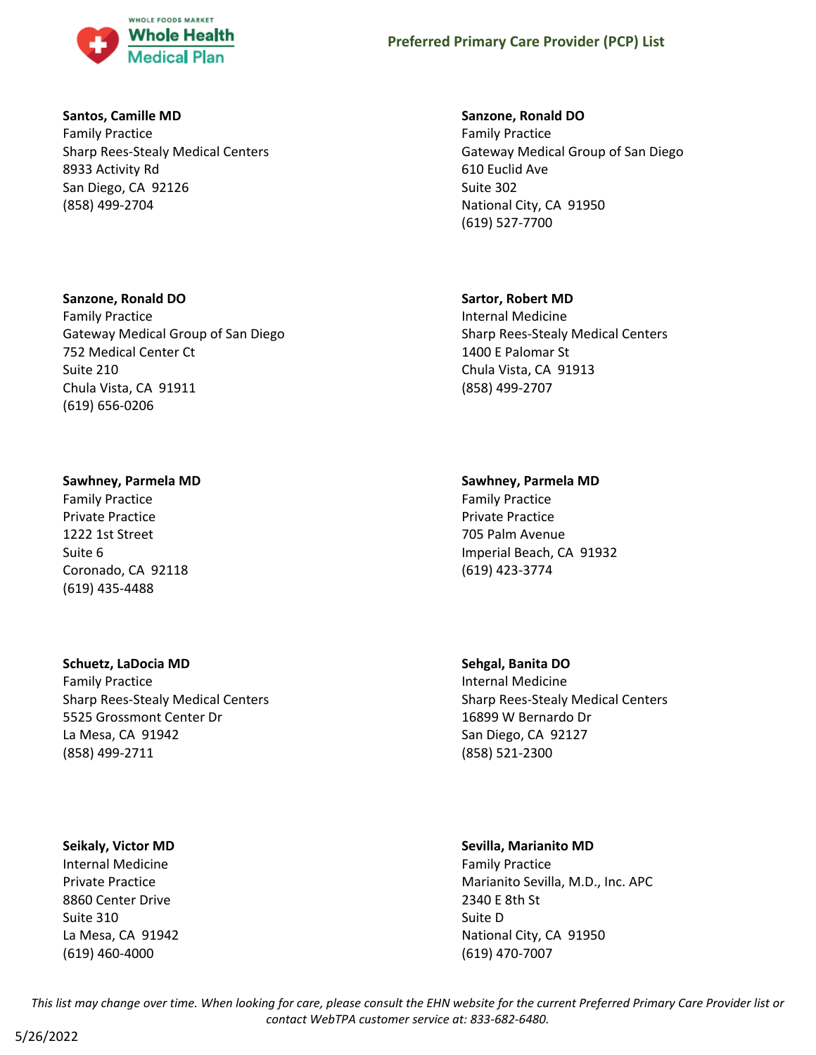**Santos, Camille MD**
Family Practice
Sharp Rees-Stealy Medical Centers
8933 Activity Rd
San Diego, CA 92126
(858) 499-2704

**Sanzone, Ronald DO**
Family Practice
Gateway Medical Group of San Diego
610 Euclid Ave
Suite 302
National City, CA 91950
(619) 527-7700

**Sanzone, Ronald DO**
Family Practice
Gateway Medical Group of San Diego
752 Medical Center Ct
Suite 210
Chula Vista, CA 91911
(619) 656-0206

**Sartor, Robert MD**
Internal Medicine
Sharp Rees-Stealy Medical Centers
1400 E Palomar St
Chula Vista, CA 91913
(858) 499-2707

**Sawhney, Parmela MD**
Family Practice
Private Practice
1222 1st Street
Suite 6
Coronado, CA 92118
(619) 435-4488

**Sawhney, Parmela MD**
Family Practice
Private Practice
705 Palm Avenue
Imperial Beach, CA 91932
(619) 423-3774

**Schuetz, LaDocia MD**
Family Practice
Sharp Rees-Stealy Medical Centers
5525 Grossmont Center Dr
La Mesa, CA 91942
(858) 499-2711

**Sehgal, Banita DO**
Internal Medicine
Sharp Rees-Stealy Medical Centers
16899 W Bernardo Dr
San Diego, CA 92127
(858) 521-2300

**Seikaly, Victor MD**
Internal Medicine
Private Practice
8860 Center Drive
Suite 310
La Mesa, CA 91942
(619) 460-4000

**Sevilla, Marianito MD**
Family Practice
Marianito Sevilla, M.D., Inc. APC
2340 E 8th St
Suite D
National City, CA 91950
(619) 470-7007

*This list may change over time. When looking for care, please consult the EHN website for the current Preferred Primary Care Provider list or contact WebTPA customer service at: 833-682-6480.*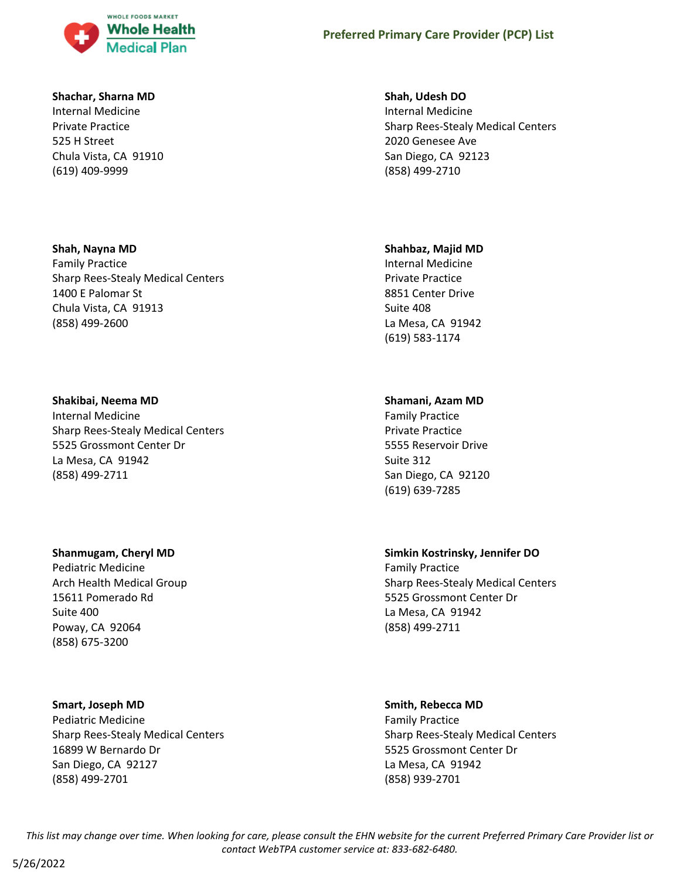**Shachar, Sharna MD**
Internal Medicine
Private Practice
525 H Street
Chula Vista, CA 91910
(619) 409-9999

**Shah, Udesh DO**
Internal Medicine
Sharp Rees-Stealy Medical Centers
2020 Genesee Ave
San Diego, CA 92123
(858) 499-2710

**Shah, Nayna MD**
Family Practice
Sharp Rees-Stealy Medical Centers
1400 E Palomar St
Chula Vista, CA 91913
(858) 499-2600

**Shahbaz, Majid MD**
Internal Medicine
Private Practice
8851 Center Drive
Suite 408
La Mesa, CA 91942
(619) 583-1174

**Shakibai, Neema MD**
Internal Medicine
Sharp Rees-Stealy Medical Centers
5525 Grossmont Center Dr
La Mesa, CA 91942
(858) 499-2711

**Shamani, Azam MD**
Family Practice
Private Practice
5555 Reservoir Drive
Suite 312
San Diego, CA 92120
(619) 639-7285

**Shanmugam, Cheryl MD**
Pediatric Medicine
Arch Health Medical Group
15611 Pomerado Rd
Suite 400
Poway, CA 92064
(858) 675-3200

**Simkin Kostrinsky, Jennifer DO**
Family Practice
Sharp Rees-Stealy Medical Centers
5525 Grossmont Center Dr
La Mesa, CA 91942
(858) 499-2711

**Smart, Joseph MD**
Pediatric Medicine
Sharp Rees-Stealy Medical Centers
16899 W Bernardo Dr
San Diego, CA 92127
(858) 499-2701

**Smith, Rebecca MD**
Family Practice
Sharp Rees-Stealy Medical Centers
5525 Grossmont Center Dr
La Mesa, CA 91942
(858) 939-2701

*This list may change over time. When looking for care, please consult the EHN website for the current Preferred Primary Care Provider list or contact WebTPA customer service at: 833-682-6480.*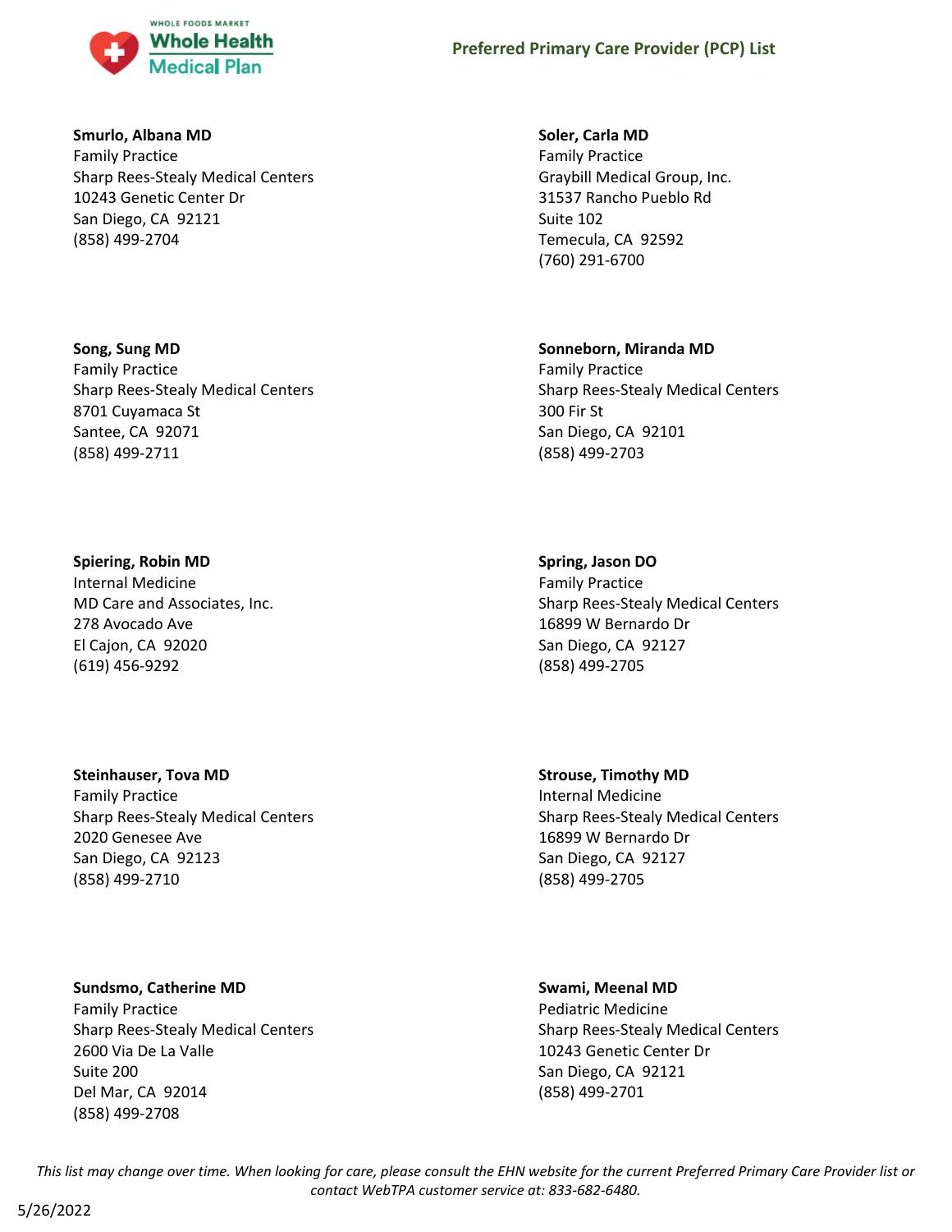**Smurlo, Albana MD**
Family Practice
Sharp Rees-Stealy Medical Centers
10243 Genetic Center Dr
San Diego, CA 92121
(858) 499-2704

**Soler, Carla MD**
Family Practice
Graybill Medical Group, Inc.
31537 Rancho Pueblo Rd
Suite 102
Temecula, CA 92592
(760) 291-6700

**Song, Sung MD**
Family Practice
Sharp Rees-Stealy Medical Centers
8701 Cuyamaca St
Santee, CA 92071
(858) 499-2711

**Sonneborn, Miranda MD**
Family Practice
Sharp Rees-Stealy Medical Centers
300 Fir St
San Diego, CA 92101
(858) 499-2703

**Spiering, Robin MD**
Internal Medicine
MD Care and Associates, Inc.
278 Avocado Ave
El Cajon, CA 92020
(619) 456-9292

**Spring, Jason DO**
Family Practice
Sharp Rees-Stealy Medical Centers
16899 W Bernardo Dr
San Diego, CA 92127
(858) 499-2705

**Steinhauser, Tova MD**
Family Practice
Sharp Rees-Stealy Medical Centers
2020 Genesee Ave
San Diego, CA 92123
(858) 499-2710

**Strouse, Timothy MD**
Internal Medicine
Sharp Rees-Stealy Medical Centers
16899 W Bernardo Dr
San Diego, CA 92127
(858) 499-2705

**Sundsmo, Catherine MD**
Family Practice
Sharp Rees-Stealy Medical Centers
2600 Via De La Valle
Suite 200
Del Mar, CA 92014
(858) 499-2708

**Swami, Meenal MD**
Pediatric Medicine
Sharp Rees-Stealy Medical Centers
10243 Genetic Center Dr
San Diego, CA 92121
(858) 499-2701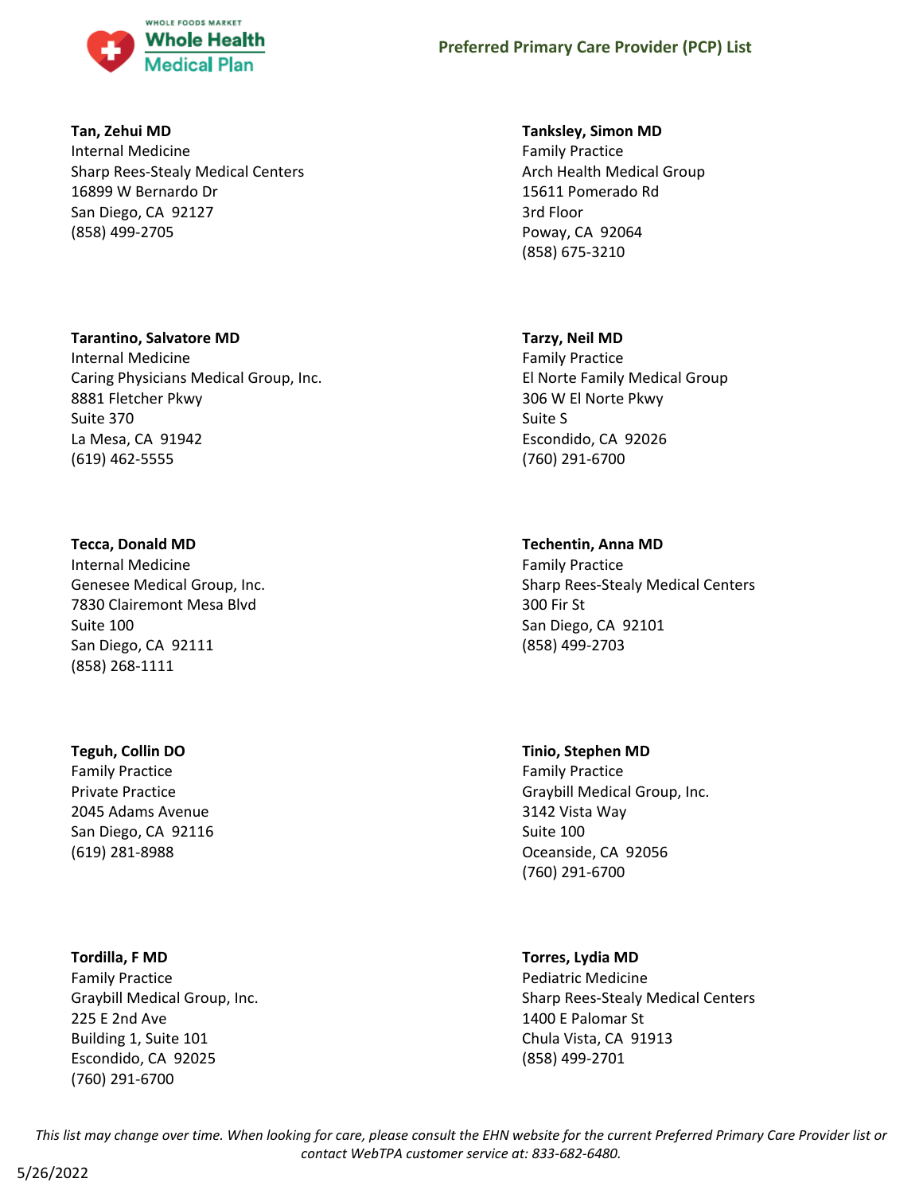**Tan, Zehui MD**
Internal Medicine
Sharp Rees-Stealy Medical Centers
16899 W Bernardo Dr
San Diego, CA 92127
(858) 499-2705

**Tanksley, Simon MD**
Family Practice
Arch Health Medical Group
15611 Pomerado Rd
3rd Floor
Poway, CA 92064
(858) 675-3210

**Tarantino, Salvatore MD**
Internal Medicine
Caring Physicians Medical Group, Inc.
8881 Fletcher Pkwy
Suite 370
La Mesa, CA 91942
(619) 462-5555

**Tarzy, Neil MD**
Family Practice
El Norte Family Medical Group
306 W El Norte Pkwy
Suite S
Escondido, CA 92026
(760) 291-6700

**Tecca, Donald MD**
Internal Medicine
Genesee Medical Group, Inc.
7830 Clairemont Mesa Blvd
Suite 100
San Diego, CA 92111
(858) 268-1111

**Techentin, Anna MD**
Family Practice
Sharp Rees-Stealy Medical Centers
300 Fir St
San Diego, CA 92101
(858) 499-2703

**Teguh, Collin DO**
Family Practice
Private Practice
2045 Adams Avenue
San Diego, CA 92116
(619) 281-8988

**Tinio, Stephen MD**
Family Practice
Graybill Medical Group, Inc.
3142 Vista Way
Suite 100
Oceanside, CA 92056
(760) 291-6700

**Tordilla, F MD**
Family Practice
Graybill Medical Group, Inc.
225 E 2nd Ave
Building 1, Suite 101
Escondido, CA 92025
(760) 291-6700

**Torres, Lydia MD**
Pediatric Medicine
Sharp Rees-Stealy Medical Centers
1400 E Palomar St
Chula Vista, CA 91913
(858) 499-2701

*This list may change over time. When looking for care, please consult the EHN website for the current Preferred Primary Care Provider list or contact WebTPA customer service at: 833-682-6480.*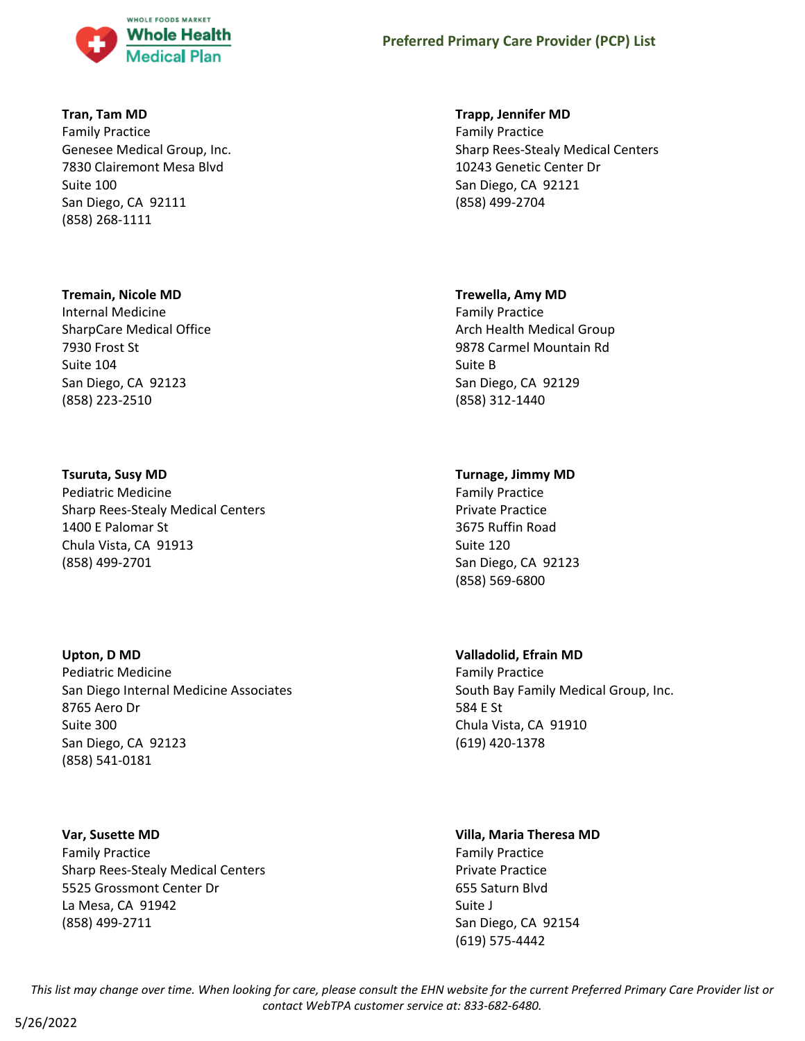**Tran, Tam MD**
Family Practice
Genesee Medical Group, Inc.
7830 Clairemont Mesa Blvd
Suite 100
San Diego, CA 92111
(858) 268-1111

**Trapp, Jennifer MD**
Family Practice
Sharp Rees-Stealy Medical Centers
10243 Genetic Center Dr
San Diego, CA 92121
(858) 499-2704

**Tremain, Nicole MD**
Internal Medicine
SharpCare Medical Office
7930 Frost St
Suite 104
San Diego, CA 92123
(858) 223-2510

**Trewella, Amy MD**
Family Practice
Arch Health Medical Group
9878 Carmel Mountain Rd
Suite B
San Diego, CA 92129
(858) 312-1440

**Tsuruta, Susy MD**
Pediatric Medicine
Sharp Rees-Stealy Medical Centers
1400 E Palomar St
Chula Vista, CA 91913
(858) 499-2701

**Turnage, Jimmy MD**
Family Practice
Private Practice
3675 Ruffin Road
Suite 120
San Diego, CA 92123
(858) 569-6800

**Upton, D MD**
Pediatric Medicine
San Diego Internal Medicine Associates
8765 Aero Dr
Suite 300
San Diego, CA 92123
(858) 541-0181

**Valladolid, Efrain MD**
Family Practice
South Bay Family Medical Group, Inc.
584 E St
Chula Vista, CA 91910
(619) 420-1378

**Var, Susette MD**
Family Practice
Sharp Rees-Stealy Medical Centers
5525 Grossmont Center Dr
La Mesa, CA 91942
(858) 499-2711

**Villa, Maria Theresa MD**
Family Practice
Private Practice
655 Saturn Blvd
Suite J
San Diego, CA 92154
(619) 575-4442

*This list may change over time. When looking for care, please consult the EHN website for the current Preferred Primary Care Provider list or contact WebTPA customer service at: 833-682-6480.*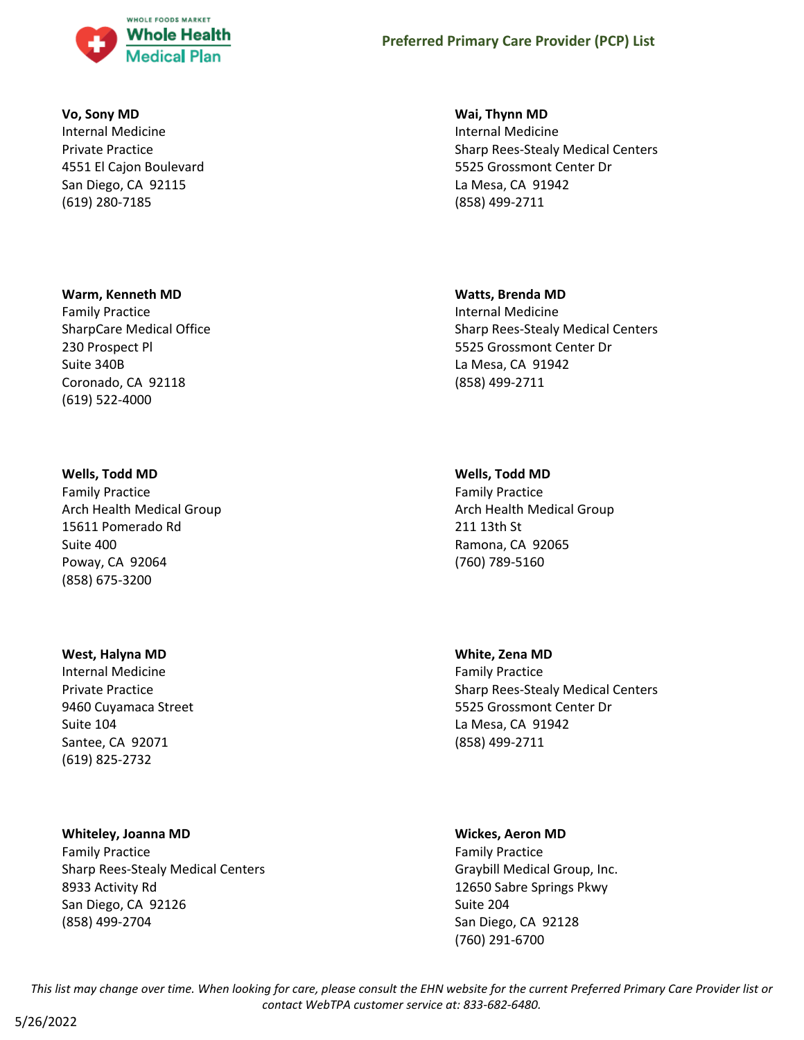**Vo, Sony MD**
Internal Medicine
Private Practice
4551 El Cajon Boulevard
San Diego, CA 92115
(619) 280-7185

**Wai, Thynn MD**
Internal Medicine
Sharp Rees-Stealy Medical Centers
5525 Grossmont Center Dr
La Mesa, CA 91942
(858) 499-2711

**Warm, Kenneth MD**
Family Practice
SharpCare Medical Office
230 Prospect Pl
Suite 340B
Coronado, CA 92118
(619) 522-4000

**Watts, Brenda MD**
Internal Medicine
Sharp Rees-Stealy Medical Centers
5525 Grossmont Center Dr
La Mesa, CA 91942
(858) 499-2711

**Wells, Todd MD**
Family Practice
Arch Health Medical Group
15611 Pomerado Rd
Suite 400
Poway, CA 92064
(858) 675-3200

**Wells, Todd MD**
Family Practice
Arch Health Medical Group
211 13th St
Ramona, CA 92065
(760) 789-5160

**West, Halyna MD**
Internal Medicine
Private Practice
9460 Cuyamaca Street
Suite 104
Santee, CA 92071
(619) 825-2732

**White, Zena MD**
Family Practice
Sharp Rees-Stealy Medical Centers
5525 Grossmont Center Dr
La Mesa, CA 91942
(858) 499-2711

**Whiteley, Joanna MD**
Family Practice
Sharp Rees-Stealy Medical Centers
8933 Activity Rd
San Diego, CA 92126
(858) 499-2704

**Wickes, Aeron MD**
Family Practice
Graybill Medical Group, Inc.
12650 Sabre Springs Pkwy
Suite 204
San Diego, CA 92128
(760) 291-6700

*This list may change over time. When looking for care, please consult the EHN website for the current Preferred Primary Care Provider list or contact WebTPA customer service at: 833-682-6480.*

5/26/2022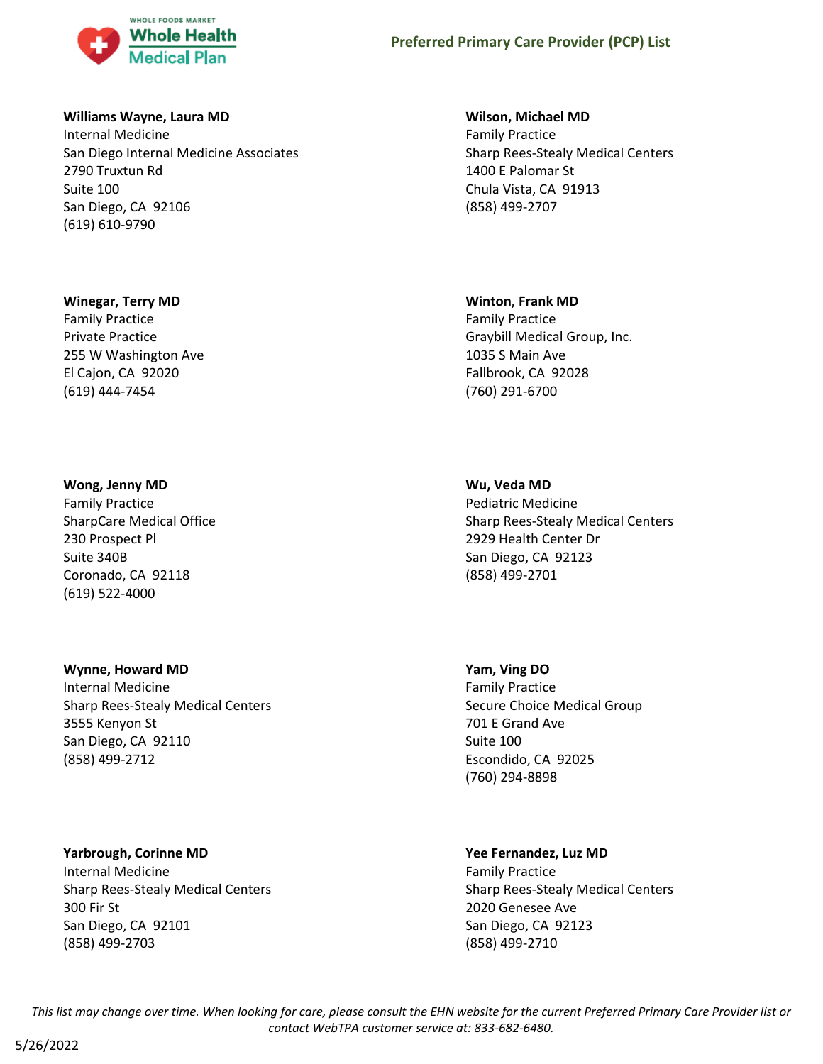**Williams Wayne, Laura MD**
Internal Medicine
San Diego Internal Medicine Associates
2790 Truxtun Rd
Suite 100
San Diego, CA 92106
(619) 610-9790

**Wilson, Michael MD**
Family Practice
Sharp Rees-Stealy Medical Centers
1400 E Palomar St
Chula Vista, CA 91913
(858) 499-2707

**Winegar, Terry MD**
Family Practice
Private Practice
255 W Washington Ave
El Cajon, CA 92020
(619) 444-7454

**Winton, Frank MD**
Family Practice
Graybill Medical Group, Inc.
1035 S Main Ave
Fallbrook, CA 92028
(760) 291-6700

**Wong, Jenny MD**
Family Practice
SharpCare Medical Office
230 Prospect Pl
Suite 340B
Coronado, CA 92118
(619) 522-4000

**Wu, Veda MD**
Pediatric Medicine
Sharp Rees-Stealy Medical Centers
2929 Health Center Dr
San Diego, CA 92123
(858) 499-2701

**Wynne, Howard MD**
Internal Medicine
Sharp Rees-Stealy Medical Centers
3555 Kenyon St
San Diego, CA 92110
(858) 499-2712

**Yam, Ving DO**
Family Practice
Secure Choice Medical Group
701 E Grand Ave
Suite 100
Escondido, CA 92025
(760) 294-8898

**Yarbrough, Corinne MD**
Internal Medicine
Sharp Rees-Stealy Medical Centers
300 Fir St
San Diego, CA 92101
(858) 499-2703

**Yee Fernandez, Luz MD**
Family Practice
Sharp Rees-Stealy Medical Centers
2020 Genesee Ave
San Diego, CA 92123
(858) 499-2710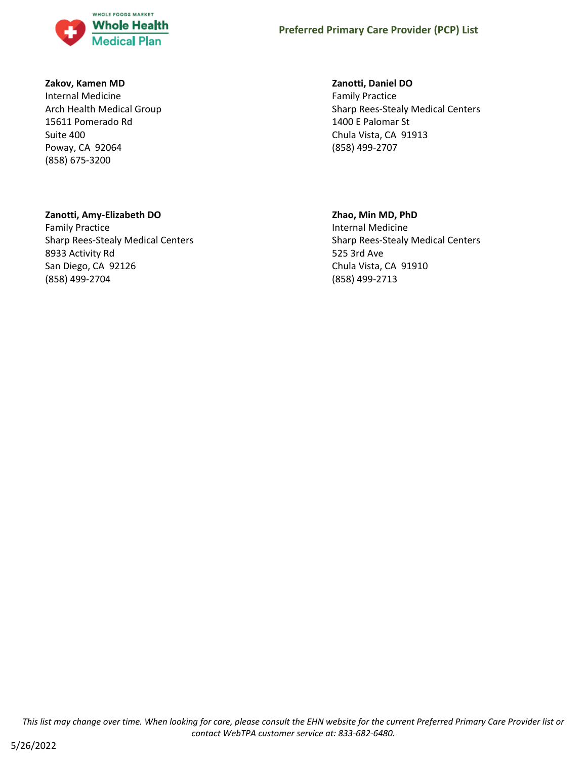**Zakov, Kamen MD**
Internal Medicine
Arch Health Medical Group
15611 Pomerado Rd
Suite 400
Poway, CA 92064
(858) 675-3200

**Zanotti, Amy-Elizabeth DO**
Family Practice
Sharp Rees-Stealy Medical Centers
8933 Activity Rd
San Diego, CA 92126
(858) 499-2704

**Zanotti, Daniel DO**
Family Practice
Sharp Rees-Stealy Medical Centers
1400 E Palomar St
Chula Vista, CA 91913
(858) 499-2707

**Zhao, Min MD, PhD**
Internal Medicine
Sharp Rees-Stealy Medical Centers
525 3rd Ave
Chula Vista, CA 91910
(858) 499-2713